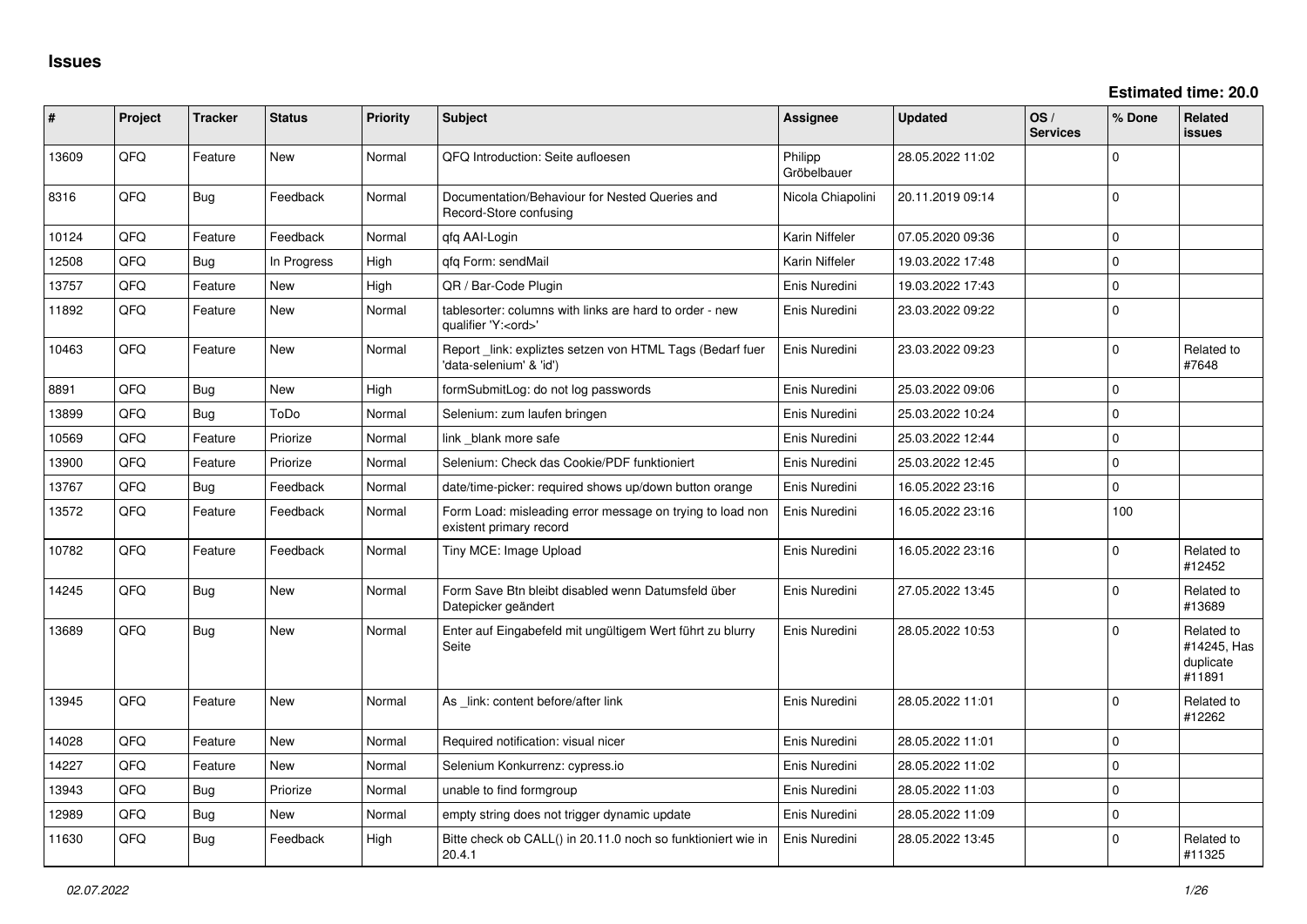# Issues

**Estimated time: 20.0**

| # | Project | Tracker | Status | Priority | Subject | Assignee | Updated | OS / Services | % Done | Related issues |
|---|---|---|---|---|---|---|---|---|---|---|
| 13609 | QFQ | Feature | New | Normal | QFQ Introduction: Seite aufloesen | Philipp Gröbelbauer | 28.05.2022 11:02 | | 0 | |
| 8316 | QFQ | Bug | Feedback | Normal | Documentation/Behaviour for Nested Queries and Record-Store confusing | Nicola Chiapolini | 20.11.2019 09:14 | | 0 | |
| 10124 | QFQ | Feature | Feedback | Normal | qfq AAI-Login | Karin Niffeler | 07.05.2020 09:36 | | 0 | |
| 12508 | QFQ | Bug | In Progress | High | qfq Form: sendMail | Karin Niffeler | 19.03.2022 17:48 | | 0 | |
| 13757 | QFQ | Feature | New | High | QR / Bar-Code Plugin | Enis Nuredini | 19.03.2022 17:43 | | 0 | |
| 11892 | QFQ | Feature | New | Normal | tablesorter: columns with links are hard to order - new qualifier 'Y:<ord>' | Enis Nuredini | 23.03.2022 09:22 | | 0 | |
| 10463 | QFQ | Feature | New | Normal | Report _link: expliztes setzen von HTML Tags (Bedarf fuer 'data-selenium' & 'id') | Enis Nuredini | 23.03.2022 09:23 | | 0 | Related to #7648 |
| 8891 | QFQ | Bug | New | High | formSubmitLog: do not log passwords | Enis Nuredini | 25.03.2022 09:06 | | 0 | |
| 13899 | QFQ | Bug | ToDo | Normal | Selenium: zum laufen bringen | Enis Nuredini | 25.03.2022 10:24 | | 0 | |
| 10569 | QFQ | Feature | Priorize | Normal | link _blank more safe | Enis Nuredini | 25.03.2022 12:44 | | 0 | |
| 13900 | QFQ | Feature | Priorize | Normal | Selenium: Check das Cookie/PDF funktioniert | Enis Nuredini | 25.03.2022 12:45 | | 0 | |
| 13767 | QFQ | Bug | Feedback | Normal | date/time-picker: required shows up/down button orange | Enis Nuredini | 16.05.2022 23:16 | | 0 | |
| 13572 | QFQ | Feature | Feedback | Normal | Form Load: misleading error message on trying to load non existent primary record | Enis Nuredini | 16.05.2022 23:16 | | 100 | |
| 10782 | QFQ | Feature | Feedback | Normal | Tiny MCE: Image Upload | Enis Nuredini | 16.05.2022 23:16 | | 0 | Related to #12452 |
| 14245 | QFQ | Bug | New | Normal | Form Save Btn bleibt disabled wenn Datumsfeld über Datepicker geändert | Enis Nuredini | 27.05.2022 13:45 | | 0 | Related to #13689 |
| 13689 | QFQ | Bug | New | Normal | Enter auf Eingabefeld mit ungültigem Wert führt zu blurry Seite | Enis Nuredini | 28.05.2022 10:53 | | 0 | Related to #14245, Has duplicate #11891 |
| 13945 | QFQ | Feature | New | Normal | As _link: content before/after link | Enis Nuredini | 28.05.2022 11:01 | | 0 | Related to #12262 |
| 14028 | QFQ | Feature | New | Normal | Required notification: visual nicer | Enis Nuredini | 28.05.2022 11:01 | | 0 | |
| 14227 | QFQ | Feature | New | Normal | Selenium Konkurrenz: cypress.io | Enis Nuredini | 28.05.2022 11:02 | | 0 | |
| 13943 | QFQ | Bug | Priorize | Normal | unable to find formgroup | Enis Nuredini | 28.05.2022 11:03 | | 0 | |
| 12989 | QFQ | Bug | New | Normal | empty string does not trigger dynamic update | Enis Nuredini | 28.05.2022 11:09 | | 0 | |
| 11630 | QFQ | Bug | Feedback | High | Bitte check ob CALL() in 20.11.0 noch so funktioniert wie in 20.4.1 | Enis Nuredini | 28.05.2022 13:45 | | 0 | Related to #11325 |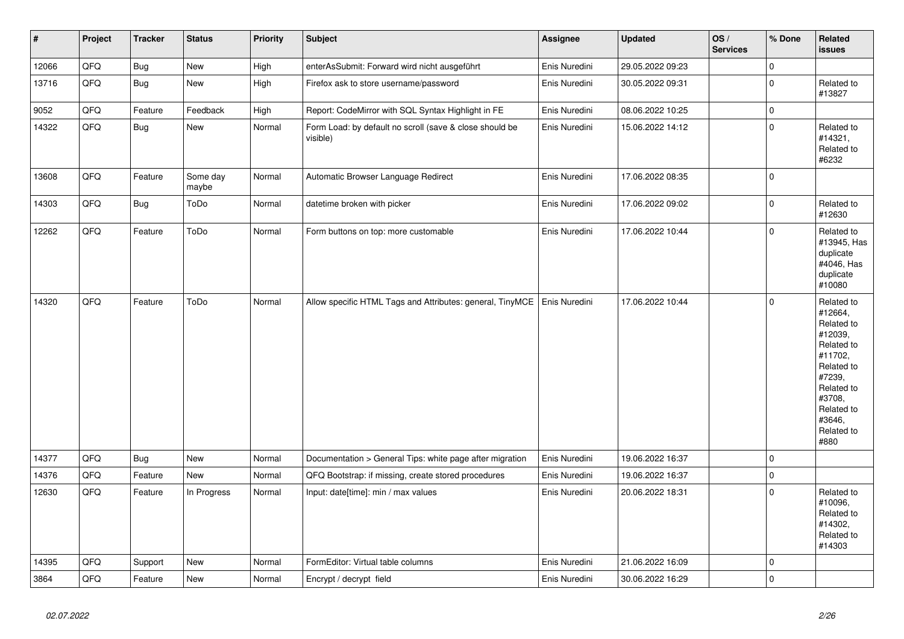| # | Project | Tracker | Status | Priority | Subject | Assignee | Updated | OS / Services | % Done | Related issues |
|---|---|---|---|---|---|---|---|---|---|---|
| 12066 | QFQ | Bug | New | High | enterAsSubmit: Forward wird nicht ausgeführt | Enis Nuredini | 29.05.2022 09:23 | | 0 | |
| 13716 | QFQ | Bug | New | High | Firefox ask to store username/password | Enis Nuredini | 30.05.2022 09:31 | | 0 | Related to #13827 |
| 9052 | QFQ | Feature | Feedback | High | Report: CodeMirror with SQL Syntax Highlight in FE | Enis Nuredini | 08.06.2022 10:25 | | 0 | |
| 14322 | QFQ | Bug | New | Normal | Form Load: by default no scroll (save & close should be visible) | Enis Nuredini | 15.06.2022 14:12 | | 0 | Related to #14321, Related to #6232 |
| 13608 | QFQ | Feature | Some day maybe | Normal | Automatic Browser Language Redirect | Enis Nuredini | 17.06.2022 08:35 | | 0 | |
| 14303 | QFQ | Bug | ToDo | Normal | datetime broken with picker | Enis Nuredini | 17.06.2022 09:02 | | 0 | Related to #12630 |
| 12262 | QFQ | Feature | ToDo | Normal | Form buttons on top: more customable | Enis Nuredini | 17.06.2022 10:44 | | 0 | Related to #13945, Has duplicate #4046, Has duplicate #10080 |
| 14320 | QFQ | Feature | ToDo | Normal | Allow specific HTML Tags and Attributes: general, TinyMCE | Enis Nuredini | 17.06.2022 10:44 | | 0 | Related to #12664, Related to #12039, Related to #11702, Related to #7239, Related to #3708, Related to #3646, Related to #880 |
| 14377 | QFQ | Bug | New | Normal | Documentation > General Tips: white page after migration | Enis Nuredini | 19.06.2022 16:37 | | 0 | |
| 14376 | QFQ | Feature | New | Normal | QFQ Bootstrap: if missing, create stored procedures | Enis Nuredini | 19.06.2022 16:37 | | 0 | |
| 12630 | QFQ | Feature | In Progress | Normal | Input: date[time]: min / max values | Enis Nuredini | 20.06.2022 18:31 | | 0 | Related to #10096, Related to #14302, Related to #14303 |
| 14395 | QFQ | Support | New | Normal | FormEditor: Virtual table columns | Enis Nuredini | 21.06.2022 16:09 | | 0 | |
| 3864 | QFQ | Feature | New | Normal | Encrypt / decrypt field | Enis Nuredini | 30.06.2022 16:29 | | 0 | |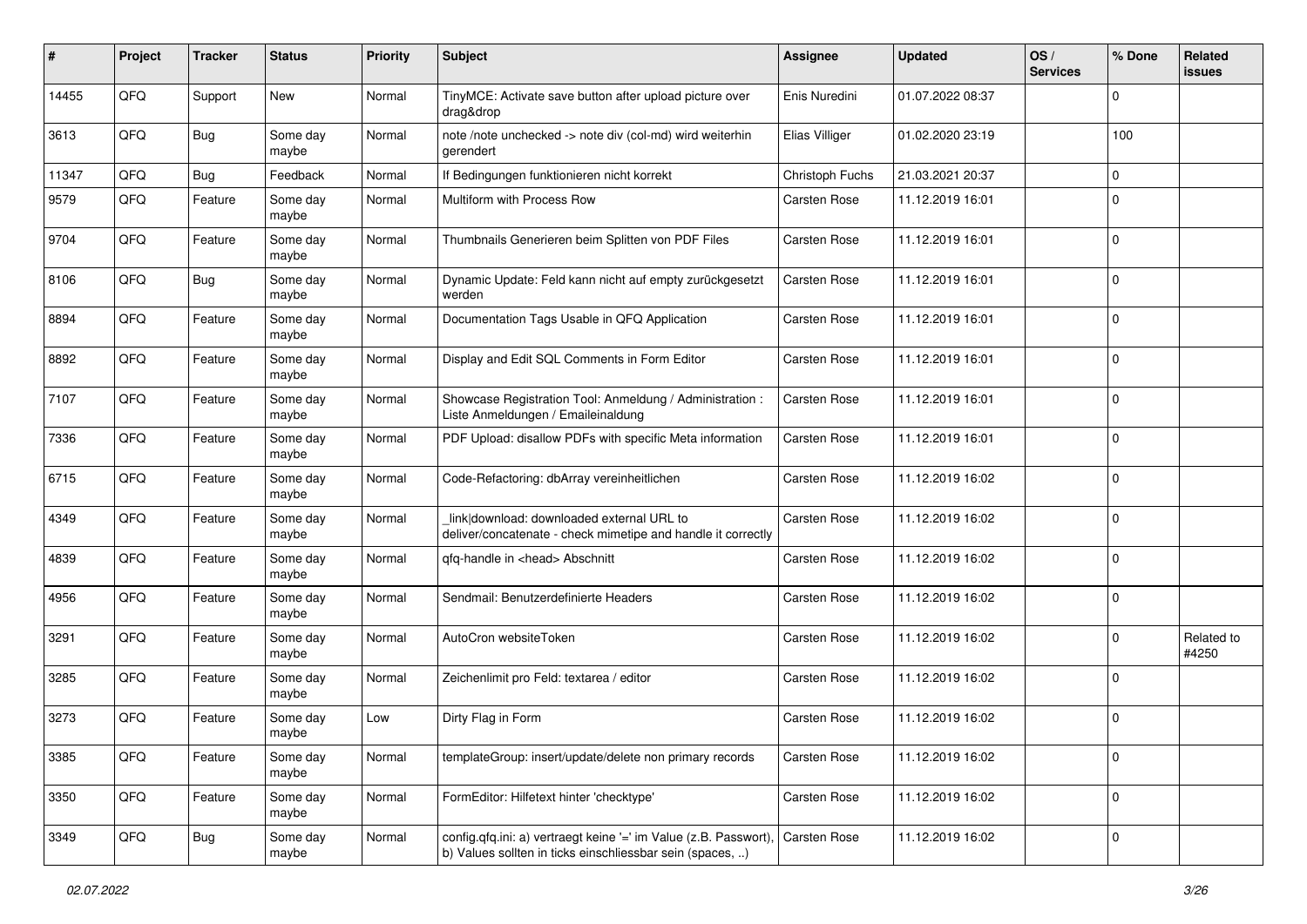| # | Project | Tracker | Status | Priority | Subject | Assignee | Updated | OS / Services | % Done | Related issues |
|---|---|---|---|---|---|---|---|---|---|---|
| 14455 | QFQ | Support | New | Normal | TinyMCE: Activate save button after upload picture over drag&drop | Enis Nuredini | 01.07.2022 08:37 | | 0 | |
| 3613 | QFQ | Bug | Some day maybe | Normal | note /note unchecked -> note div (col-md) wird weiterhin gerendert | Elias Villiger | 01.02.2020 23:19 | | 100 | |
| 11347 | QFQ | Bug | Feedback | Normal | If Bedingungen funktionieren nicht korrekt | Christoph Fuchs | 21.03.2021 20:37 | | 0 | |
| 9579 | QFQ | Feature | Some day maybe | Normal | Multiform with Process Row | Carsten Rose | 11.12.2019 16:01 | | 0 | |
| 9704 | QFQ | Feature | Some day maybe | Normal | Thumbnails Generieren beim Splitten von PDF Files | Carsten Rose | 11.12.2019 16:01 | | 0 | |
| 8106 | QFQ | Bug | Some day maybe | Normal | Dynamic Update: Feld kann nicht auf empty zurückgesetzt werden | Carsten Rose | 11.12.2019 16:01 | | 0 | |
| 8894 | QFQ | Feature | Some day maybe | Normal | Documentation Tags Usable in QFQ Application | Carsten Rose | 11.12.2019 16:01 | | 0 | |
| 8892 | QFQ | Feature | Some day maybe | Normal | Display and Edit SQL Comments in Form Editor | Carsten Rose | 11.12.2019 16:01 | | 0 | |
| 7107 | QFQ | Feature | Some day maybe | Normal | Showcase Registration Tool: Anmeldung / Administration : Liste Anmeldungen / Emaileinaldung | Carsten Rose | 11.12.2019 16:01 | | 0 | |
| 7336 | QFQ | Feature | Some day maybe | Normal | PDF Upload: disallow PDFs with specific Meta information | Carsten Rose | 11.12.2019 16:01 | | 0 | |
| 6715 | QFQ | Feature | Some day maybe | Normal | Code-Refactoring: dbArray vereinheitlichen | Carsten Rose | 11.12.2019 16:02 | | 0 | |
| 4349 | QFQ | Feature | Some day maybe | Normal | _link\|download: downloaded external URL to deliver/concatenate - check mimetipe and handle it correctly | Carsten Rose | 11.12.2019 16:02 | | 0 | |
| 4839 | QFQ | Feature | Some day maybe | Normal | qfq-handle in <head> Abschnitt | Carsten Rose | 11.12.2019 16:02 | | 0 | |
| 4956 | QFQ | Feature | Some day maybe | Normal | Sendmail: Benutzerdefinierte Headers | Carsten Rose | 11.12.2019 16:02 | | 0 | |
| 3291 | QFQ | Feature | Some day maybe | Normal | AutoCron websiteToken | Carsten Rose | 11.12.2019 16:02 | | 0 | Related to #4250 |
| 3285 | QFQ | Feature | Some day maybe | Normal | Zeichenlimit pro Feld: textarea / editor | Carsten Rose | 11.12.2019 16:02 | | 0 | |
| 3273 | QFQ | Feature | Some day maybe | Low | Dirty Flag in Form | Carsten Rose | 11.12.2019 16:02 | | 0 | |
| 3385 | QFQ | Feature | Some day maybe | Normal | templateGroup: insert/update/delete non primary records | Carsten Rose | 11.12.2019 16:02 | | 0 | |
| 3350 | QFQ | Feature | Some day maybe | Normal | FormEditor: Hilfetext hinter 'checktype' | Carsten Rose | 11.12.2019 16:02 | | 0 | |
| 3349 | QFQ | Bug | Some day maybe | Normal | config.qfq.ini: a) vertraegt keine '=' im Value (z.B. Passwort), b) Values sollten in ticks einschliessbar sein (spaces, ..) | Carsten Rose | 11.12.2019 16:02 | | 0 | |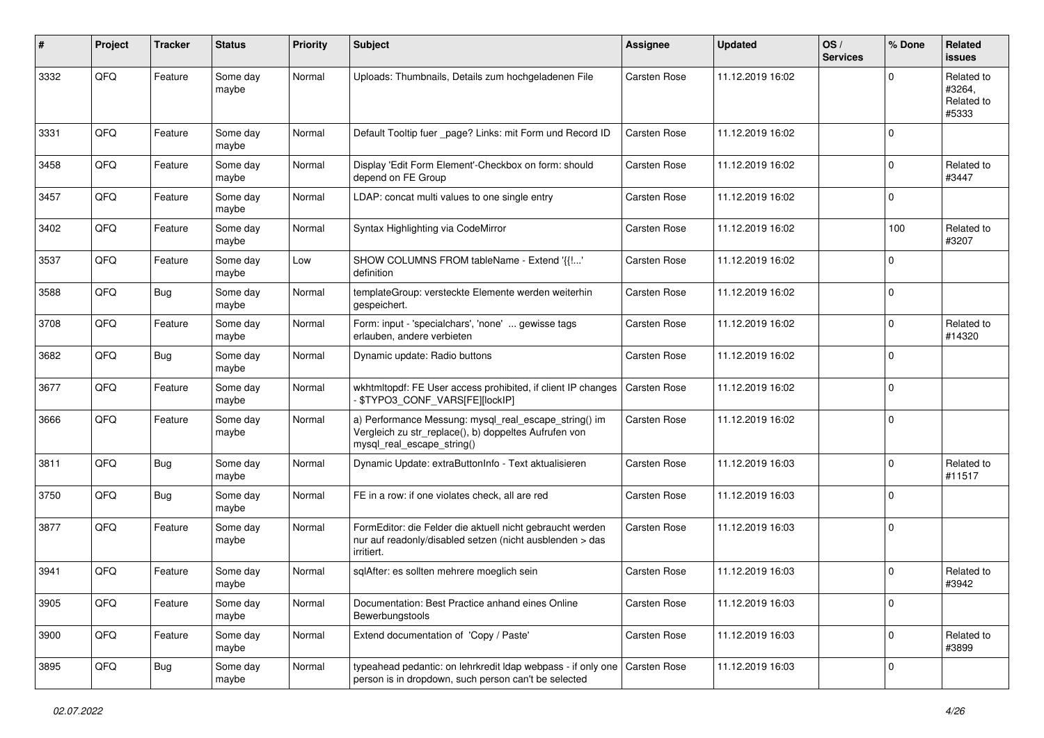| # | Project | Tracker | Status | Priority | Subject | Assignee | Updated | OS / Services | % Done | Related issues |
|---|---|---|---|---|---|---|---|---|---|---|
| 3332 | QFQ | Feature | Some day maybe | Normal | Uploads: Thumbnails, Details zum hochgeladenen File | Carsten Rose | 11.12.2019 16:02 | | 0 | Related to #3264, Related to #5333 |
| 3331 | QFQ | Feature | Some day maybe | Normal | Default Tooltip fuer _page? Links: mit Form und Record ID | Carsten Rose | 11.12.2019 16:02 | | 0 | |
| 3458 | QFQ | Feature | Some day maybe | Normal | Display 'Edit Form Element'-Checkbox on form: should depend on FE Group | Carsten Rose | 11.12.2019 16:02 | | 0 | Related to #3447 |
| 3457 | QFQ | Feature | Some day maybe | Normal | LDAP: concat multi values to one single entry | Carsten Rose | 11.12.2019 16:02 | | 0 | |
| 3402 | QFQ | Feature | Some day maybe | Normal | Syntax Highlighting via CodeMirror | Carsten Rose | 11.12.2019 16:02 | | 100 | Related to #3207 |
| 3537 | QFQ | Feature | Some day maybe | Low | SHOW COLUMNS FROM tableName - Extend '{{!...' definition | Carsten Rose | 11.12.2019 16:02 | | 0 | |
| 3588 | QFQ | Bug | Some day maybe | Normal | templateGroup: versteckte Elemente werden weiterhin gespeichert. | Carsten Rose | 11.12.2019 16:02 | | 0 | |
| 3708 | QFQ | Feature | Some day maybe | Normal | Form: input - 'specialchars', 'none' ... gewisse tags erlauben, andere verbieten | Carsten Rose | 11.12.2019 16:02 | | 0 | Related to #14320 |
| 3682 | QFQ | Bug | Some day maybe | Normal | Dynamic update: Radio buttons | Carsten Rose | 11.12.2019 16:02 | | 0 | |
| 3677 | QFQ | Feature | Some day maybe | Normal | wkhtmltopdf: FE User access prohibited, if client IP changes - $TYPO3_CONF_VARS[FE][lockIP] | Carsten Rose | 11.12.2019 16:02 | | 0 | |
| 3666 | QFQ | Feature | Some day maybe | Normal | a) Performance Messung: mysql_real_escape_string() im Vergleich zu str_replace(), b) doppeltes Aufrufen von mysql_real_escape_string() | Carsten Rose | 11.12.2019 16:02 | | 0 | |
| 3811 | QFQ | Bug | Some day maybe | Normal | Dynamic Update: extraButtonInfo - Text aktualisieren | Carsten Rose | 11.12.2019 16:03 | | 0 | Related to #11517 |
| 3750 | QFQ | Bug | Some day maybe | Normal | FE in a row: if one violates check, all are red | Carsten Rose | 11.12.2019 16:03 | | 0 | |
| 3877 | QFQ | Feature | Some day maybe | Normal | FormEditor: die Felder die aktuell nicht gebraucht werden nur auf readonly/disabled setzen (nicht ausblenden > das irritiert. | Carsten Rose | 11.12.2019 16:03 | | 0 | |
| 3941 | QFQ | Feature | Some day maybe | Normal | sqlAfter: es sollten mehrere moeglich sein | Carsten Rose | 11.12.2019 16:03 | | 0 | Related to #3942 |
| 3905 | QFQ | Feature | Some day maybe | Normal | Documentation: Best Practice anhand eines Online Bewerbungstools | Carsten Rose | 11.12.2019 16:03 | | 0 | |
| 3900 | QFQ | Feature | Some day maybe | Normal | Extend documentation of 'Copy / Paste' | Carsten Rose | 11.12.2019 16:03 | | 0 | Related to #3899 |
| 3895 | QFQ | Bug | Some day maybe | Normal | typeahead pedantic: on lehrkredit ldap webpass - if only one person is in dropdown, such person can't be selected | Carsten Rose | 11.12.2019 16:03 | | 0 | |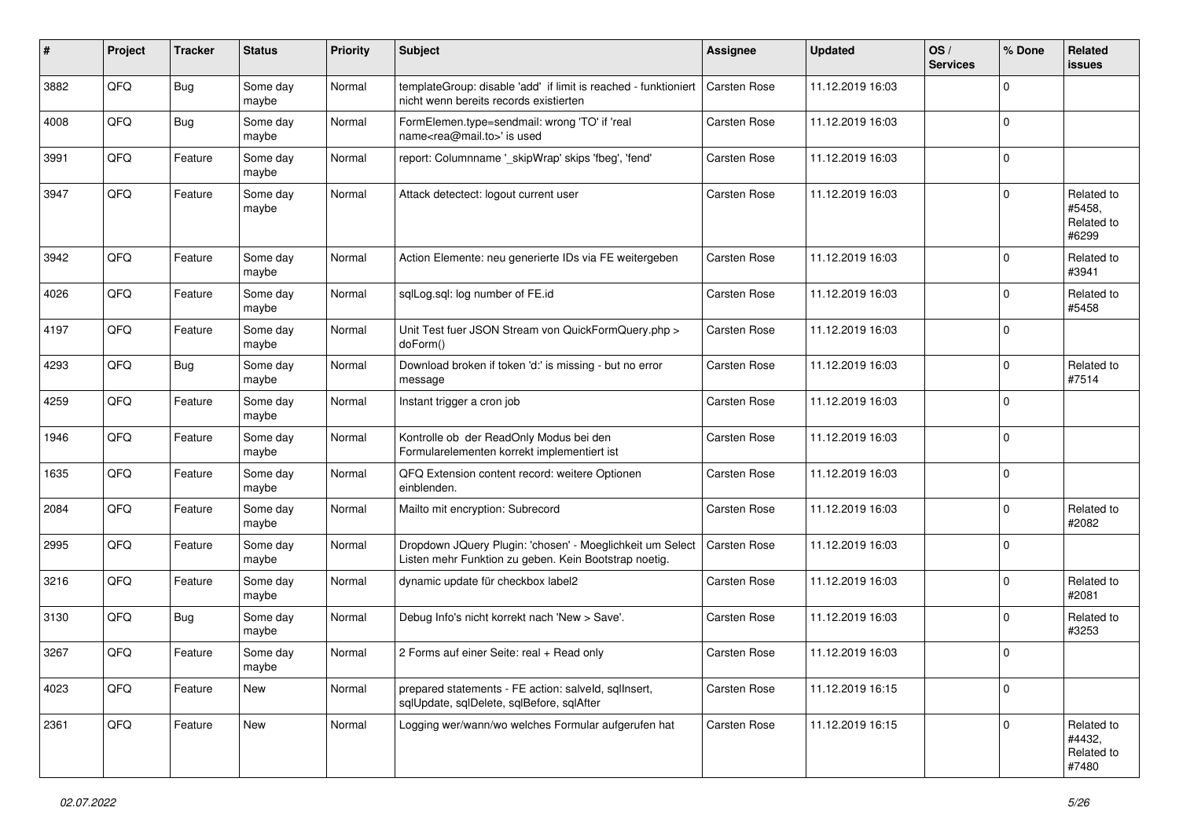| # | Project | Tracker | Status | Priority | Subject | Assignee | Updated | OS / Services | % Done | Related issues |
|---|---|---|---|---|---|---|---|---|---|---|
| 3882 | QFQ | Bug | Some day maybe | Normal | templateGroup: disable 'add' if limit is reached - funktioniert nicht wenn bereits records existierten | Carsten Rose | 11.12.2019 16:03 | | 0 | |
| 4008 | QFQ | Bug | Some day maybe | Normal | FormElemen.type=sendmail: wrong 'TO' if 'real name<rea@mail.to>' is used | Carsten Rose | 11.12.2019 16:03 | | 0 | |
| 3991 | QFQ | Feature | Some day maybe | Normal | report: Columnname '_skipWrap' skips 'fbeg', 'fend' | Carsten Rose | 11.12.2019 16:03 | | 0 | |
| 3947 | QFQ | Feature | Some day maybe | Normal | Attack detectect: logout current user | Carsten Rose | 11.12.2019 16:03 | | 0 | Related to #5458, Related to #6299 |
| 3942 | QFQ | Feature | Some day maybe | Normal | Action Elemente: neu generierte IDs via FE weitergeben | Carsten Rose | 11.12.2019 16:03 | | 0 | Related to #3941 |
| 4026 | QFQ | Feature | Some day maybe | Normal | sqlLog.sql: log number of FE.id | Carsten Rose | 11.12.2019 16:03 | | 0 | Related to #5458 |
| 4197 | QFQ | Feature | Some day maybe | Normal | Unit Test fuer JSON Stream von QuickFormQuery.php > doForm() | Carsten Rose | 11.12.2019 16:03 | | 0 | |
| 4293 | QFQ | Bug | Some day maybe | Normal | Download broken if token 'd:' is missing - but no error message | Carsten Rose | 11.12.2019 16:03 | | 0 | Related to #7514 |
| 4259 | QFQ | Feature | Some day maybe | Normal | Instant trigger a cron job | Carsten Rose | 11.12.2019 16:03 | | 0 | |
| 1946 | QFQ | Feature | Some day maybe | Normal | Kontrolle ob der ReadOnly Modus bei den Formularelementen korrekt implementiert ist | Carsten Rose | 11.12.2019 16:03 | | 0 | |
| 1635 | QFQ | Feature | Some day maybe | Normal | QFQ Extension content record: weitere Optionen einblenden. | Carsten Rose | 11.12.2019 16:03 | | 0 | |
| 2084 | QFQ | Feature | Some day maybe | Normal | Mailto mit encryption: Subrecord | Carsten Rose | 11.12.2019 16:03 | | 0 | Related to #2082 |
| 2995 | QFQ | Feature | Some day maybe | Normal | Dropdown JQuery Plugin: 'chosen' - Moeglichkeit um Select Listen mehr Funktion zu geben. Kein Bootstrap noetig. | Carsten Rose | 11.12.2019 16:03 | | 0 | |
| 3216 | QFQ | Feature | Some day maybe | Normal | dynamic update für checkbox label2 | Carsten Rose | 11.12.2019 16:03 | | 0 | Related to #2081 |
| 3130 | QFQ | Bug | Some day maybe | Normal | Debug Info's nicht korrekt nach 'New > Save'. | Carsten Rose | 11.12.2019 16:03 | | 0 | Related to #3253 |
| 3267 | QFQ | Feature | Some day maybe | Normal | 2 Forms auf einer Seite: real + Read only | Carsten Rose | 11.12.2019 16:03 | | 0 | |
| 4023 | QFQ | Feature | New | Normal | prepared statements - FE action: salveld, sqlInsert, sqlUpdate, sqlDelete, sqlBefore, sqlAfter | Carsten Rose | 11.12.2019 16:15 | | 0 | |
| 2361 | QFQ | Feature | New | Normal | Logging wer/wann/wo welches Formular aufgerufen hat | Carsten Rose | 11.12.2019 16:15 | | 0 | Related to #4432, Related to #7480 |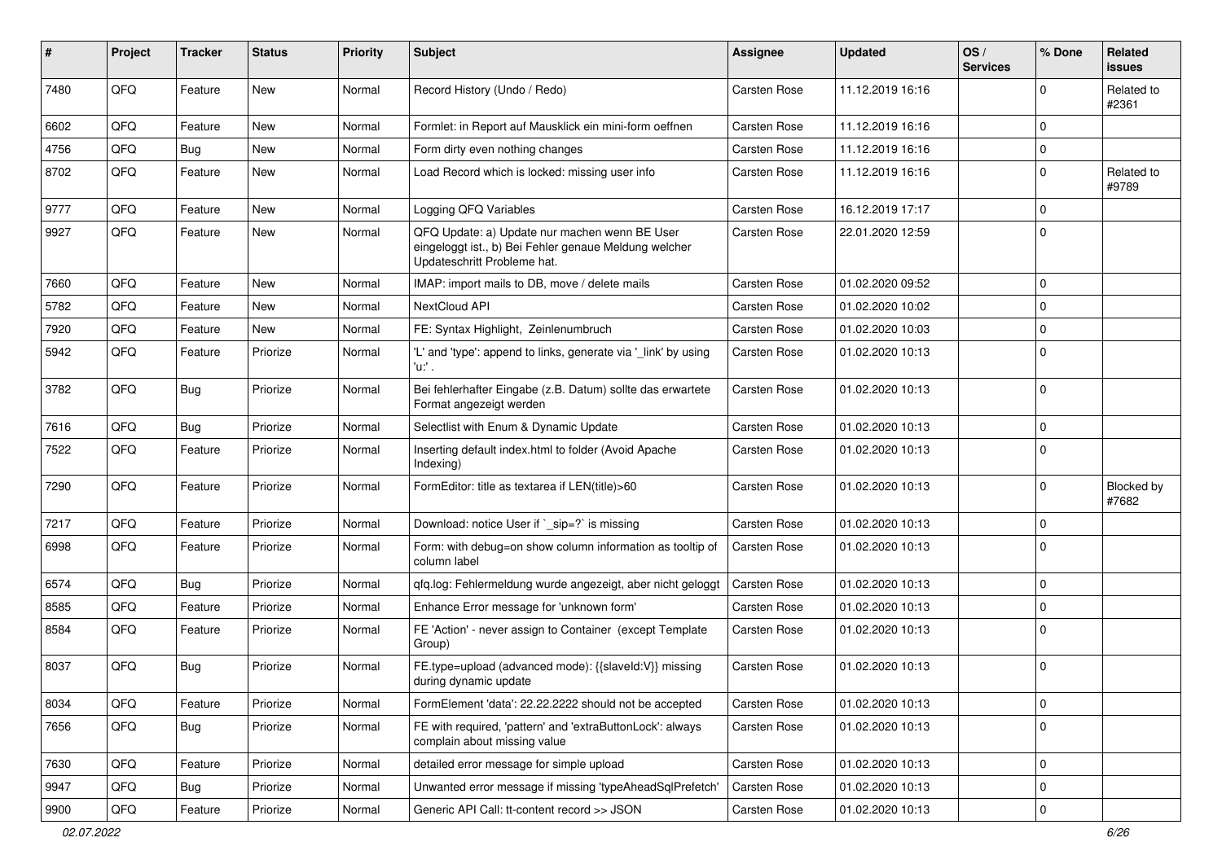| # | Project | Tracker | Status | Priority | Subject | Assignee | Updated | OS / Services | % Done | Related issues |
|---|---|---|---|---|---|---|---|---|---|---|
| 7480 | QFQ | Feature | New | Normal | Record History (Undo / Redo) | Carsten Rose | 11.12.2019 16:16 | | 0 | Related to #2361 |
| 6602 | QFQ | Feature | New | Normal | Formlet: in Report auf Mausklick ein mini-form oeffnen | Carsten Rose | 11.12.2019 16:16 | | 0 | |
| 4756 | QFQ | Bug | New | Normal | Form dirty even nothing changes | Carsten Rose | 11.12.2019 16:16 | | 0 | |
| 8702 | QFQ | Feature | New | Normal | Load Record which is locked: missing user info | Carsten Rose | 11.12.2019 16:16 | | 0 | Related to #9789 |
| 9777 | QFQ | Feature | New | Normal | Logging QFQ Variables | Carsten Rose | 16.12.2019 17:17 | | 0 | |
| 9927 | QFQ | Feature | New | Normal | QFQ Update: a) Update nur machen wenn BE User eingeloggt ist., b) Bei Fehler genaue Meldung welcher Updateschritt Probleme hat. | Carsten Rose | 22.01.2020 12:59 | | 0 | |
| 7660 | QFQ | Feature | New | Normal | IMAP: import mails to DB, move / delete mails | Carsten Rose | 01.02.2020 09:52 | | 0 | |
| 5782 | QFQ | Feature | New | Normal | NextCloud API | Carsten Rose | 01.02.2020 10:02 | | 0 | |
| 7920 | QFQ | Feature | New | Normal | FE: Syntax Highlight, Zeinlenumbruch | Carsten Rose | 01.02.2020 10:03 | | 0 | |
| 5942 | QFQ | Feature | Priorize | Normal | 'L' and 'type': append to links, generate via '_link' by using 'u:' . | Carsten Rose | 01.02.2020 10:13 | | 0 | |
| 3782 | QFQ | Bug | Priorize | Normal | Bei fehlerhafter Eingabe (z.B. Datum) sollte das erwartete Format angezeigt werden | Carsten Rose | 01.02.2020 10:13 | | 0 | |
| 7616 | QFQ | Bug | Priorize | Normal | Selectlist with Enum & Dynamic Update | Carsten Rose | 01.02.2020 10:13 | | 0 | |
| 7522 | QFQ | Feature | Priorize | Normal | Inserting default index.html to folder (Avoid Apache Indexing) | Carsten Rose | 01.02.2020 10:13 | | 0 | |
| 7290 | QFQ | Feature | Priorize | Normal | FormEditor: title as textarea if LEN(title)>60 | Carsten Rose | 01.02.2020 10:13 | | 0 | Blocked by #7682 |
| 7217 | QFQ | Feature | Priorize | Normal | Download: notice User if `_sip=?` is missing | Carsten Rose | 01.02.2020 10:13 | | 0 | |
| 6998 | QFQ | Feature | Priorize | Normal | Form: with debug=on show column information as tooltip of column label | Carsten Rose | 01.02.2020 10:13 | | 0 | |
| 6574 | QFQ | Bug | Priorize | Normal | qfq.log: Fehlermeldung wurde angezeigt, aber nicht geloggt | Carsten Rose | 01.02.2020 10:13 | | 0 | |
| 8585 | QFQ | Feature | Priorize | Normal | Enhance Error message for 'unknown form' | Carsten Rose | 01.02.2020 10:13 | | 0 | |
| 8584 | QFQ | Feature | Priorize | Normal | FE 'Action' - never assign to Container (except Template Group) | Carsten Rose | 01.02.2020 10:13 | | 0 | |
| 8037 | QFQ | Bug | Priorize | Normal | FE.type=upload (advanced mode): {{slaveId:V}} missing during dynamic update | Carsten Rose | 01.02.2020 10:13 | | 0 | |
| 8034 | QFQ | Feature | Priorize | Normal | FormElement 'data': 22.22.2222 should not be accepted | Carsten Rose | 01.02.2020 10:13 | | 0 | |
| 7656 | QFQ | Bug | Priorize | Normal | FE with required, 'pattern' and 'extraButtonLock': always complain about missing value | Carsten Rose | 01.02.2020 10:13 | | 0 | |
| 7630 | QFQ | Feature | Priorize | Normal | detailed error message for simple upload | Carsten Rose | 01.02.2020 10:13 | | 0 | |
| 9947 | QFQ | Bug | Priorize | Normal | Unwanted error message if missing 'typeAheadSqlPrefetch' | Carsten Rose | 01.02.2020 10:13 | | 0 | |
| 9900 | QFQ | Feature | Priorize | Normal | Generic API Call: tt-content record >> JSON | Carsten Rose | 01.02.2020 10:13 | | 0 | |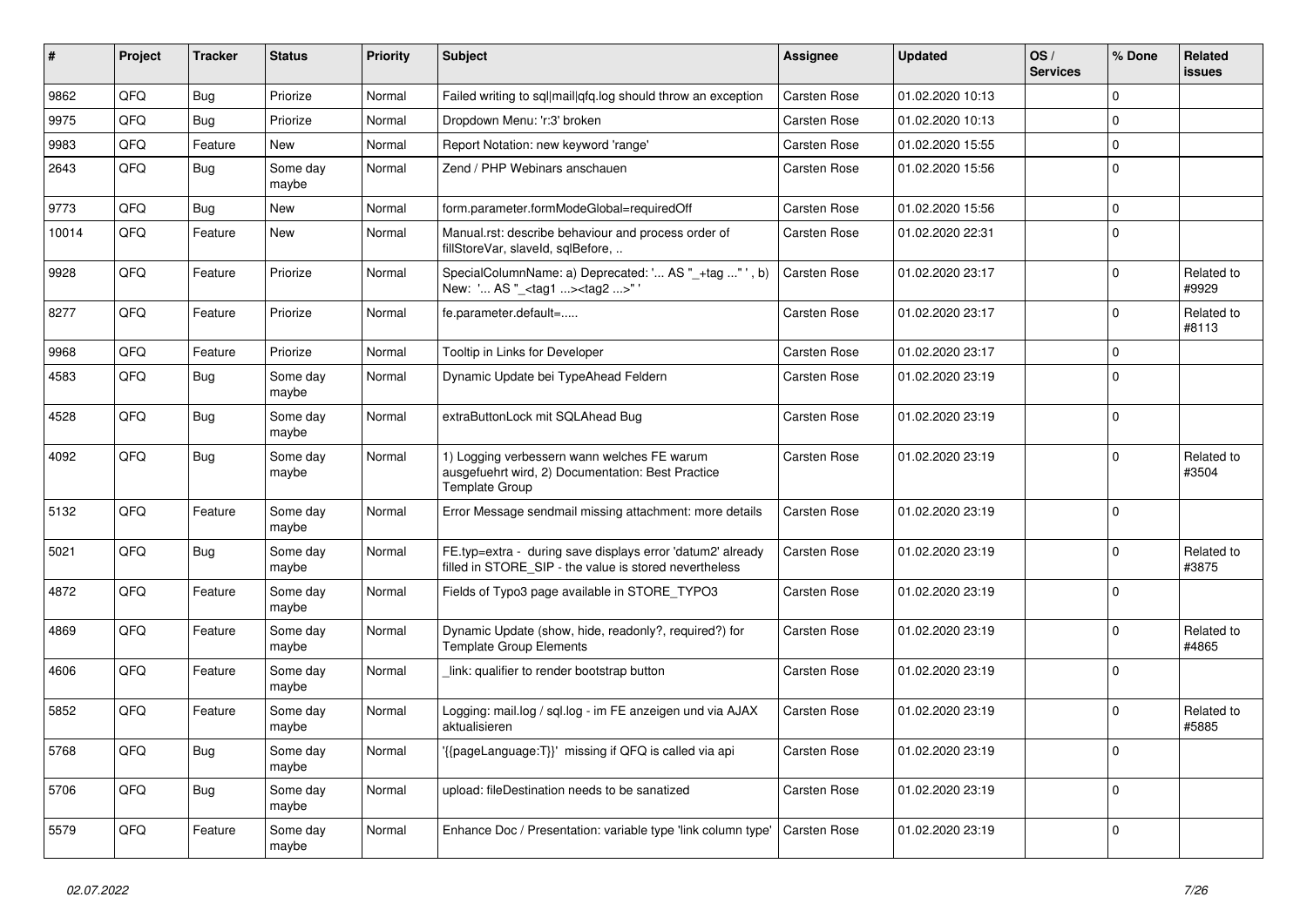| # | Project | Tracker | Status | Priority | Subject | Assignee | Updated | OS / Services | % Done | Related issues |
|---|---|---|---|---|---|---|---|---|---|---|
| 9862 | QFQ | Bug | Priorize | Normal | Failed writing to sql\|mail\|qfq.log should throw an exception | Carsten Rose | 01.02.2020 10:13 | | 0 | |
| 9975 | QFQ | Bug | Priorize | Normal | Dropdown Menu: 'r:3' broken | Carsten Rose | 01.02.2020 10:13 | | 0 | |
| 9983 | QFQ | Feature | New | Normal | Report Notation: new keyword 'range' | Carsten Rose | 01.02.2020 15:55 | | 0 | |
| 2643 | QFQ | Bug | Some day maybe | Normal | Zend / PHP Webinars anschauen | Carsten Rose | 01.02.2020 15:56 | | 0 | |
| 9773 | QFQ | Bug | New | Normal | form.parameter.formModeGlobal=requiredOff | Carsten Rose | 01.02.2020 15:56 | | 0 | |
| 10014 | QFQ | Feature | New | Normal | Manual.rst: describe behaviour and process order of fillStoreVar, slaveId, sqlBefore, .. | Carsten Rose | 01.02.2020 22:31 | | 0 | |
| 9928 | QFQ | Feature | Priorize | Normal | SpecialColumnName: a) Deprecated: '... AS "_+tag ..." ', b) New: '... AS "_<tag1 ...><tag2 ...>" ' | Carsten Rose | 01.02.2020 23:17 | | 0 | Related to #9929 |
| 8277 | QFQ | Feature | Priorize | Normal | fe.parameter.default=..... | Carsten Rose | 01.02.2020 23:17 | | 0 | Related to #8113 |
| 9968 | QFQ | Feature | Priorize | Normal | Tooltip in Links for Developer | Carsten Rose | 01.02.2020 23:17 | | 0 | |
| 4583 | QFQ | Bug | Some day maybe | Normal | Dynamic Update bei TypeAhead Feldern | Carsten Rose | 01.02.2020 23:19 | | 0 | |
| 4528 | QFQ | Bug | Some day maybe | Normal | extraButtonLock mit SQLAhead Bug | Carsten Rose | 01.02.2020 23:19 | | 0 | |
| 4092 | QFQ | Bug | Some day maybe | Normal | 1) Logging verbessern wann welches FE warum ausgefuehrt wird, 2) Documentation: Best Practice Template Group | Carsten Rose | 01.02.2020 23:19 | | 0 | Related to #3504 |
| 5132 | QFQ | Feature | Some day maybe | Normal | Error Message sendmail missing attachment: more details | Carsten Rose | 01.02.2020 23:19 | | 0 | |
| 5021 | QFQ | Bug | Some day maybe | Normal | FE.typ=extra - during save displays error 'datum2' already filled in STORE_SIP - the value is stored nevertheless | Carsten Rose | 01.02.2020 23:19 | | 0 | Related to #3875 |
| 4872 | QFQ | Feature | Some day maybe | Normal | Fields of Typo3 page available in STORE_TYPO3 | Carsten Rose | 01.02.2020 23:19 | | 0 | |
| 4869 | QFQ | Feature | Some day maybe | Normal | Dynamic Update (show, hide, readonly?, required?) for Template Group Elements | Carsten Rose | 01.02.2020 23:19 | | 0 | Related to #4865 |
| 4606 | QFQ | Feature | Some day maybe | Normal | _link: qualifier to render bootstrap button | Carsten Rose | 01.02.2020 23:19 | | 0 | |
| 5852 | QFQ | Feature | Some day maybe | Normal | Logging: mail.log / sql.log - im FE anzeigen und via AJAX aktualisieren | Carsten Rose | 01.02.2020 23:19 | | 0 | Related to #5885 |
| 5768 | QFQ | Bug | Some day maybe | Normal | '{{pageLanguage:T}}' missing if QFQ is called via api | Carsten Rose | 01.02.2020 23:19 | | 0 | |
| 5706 | QFQ | Bug | Some day maybe | Normal | upload: fileDestination needs to be sanatized | Carsten Rose | 01.02.2020 23:19 | | 0 | |
| 5579 | QFQ | Feature | Some day maybe | Normal | Enhance Doc / Presentation: variable type 'link column type' | Carsten Rose | 01.02.2020 23:19 | | 0 | |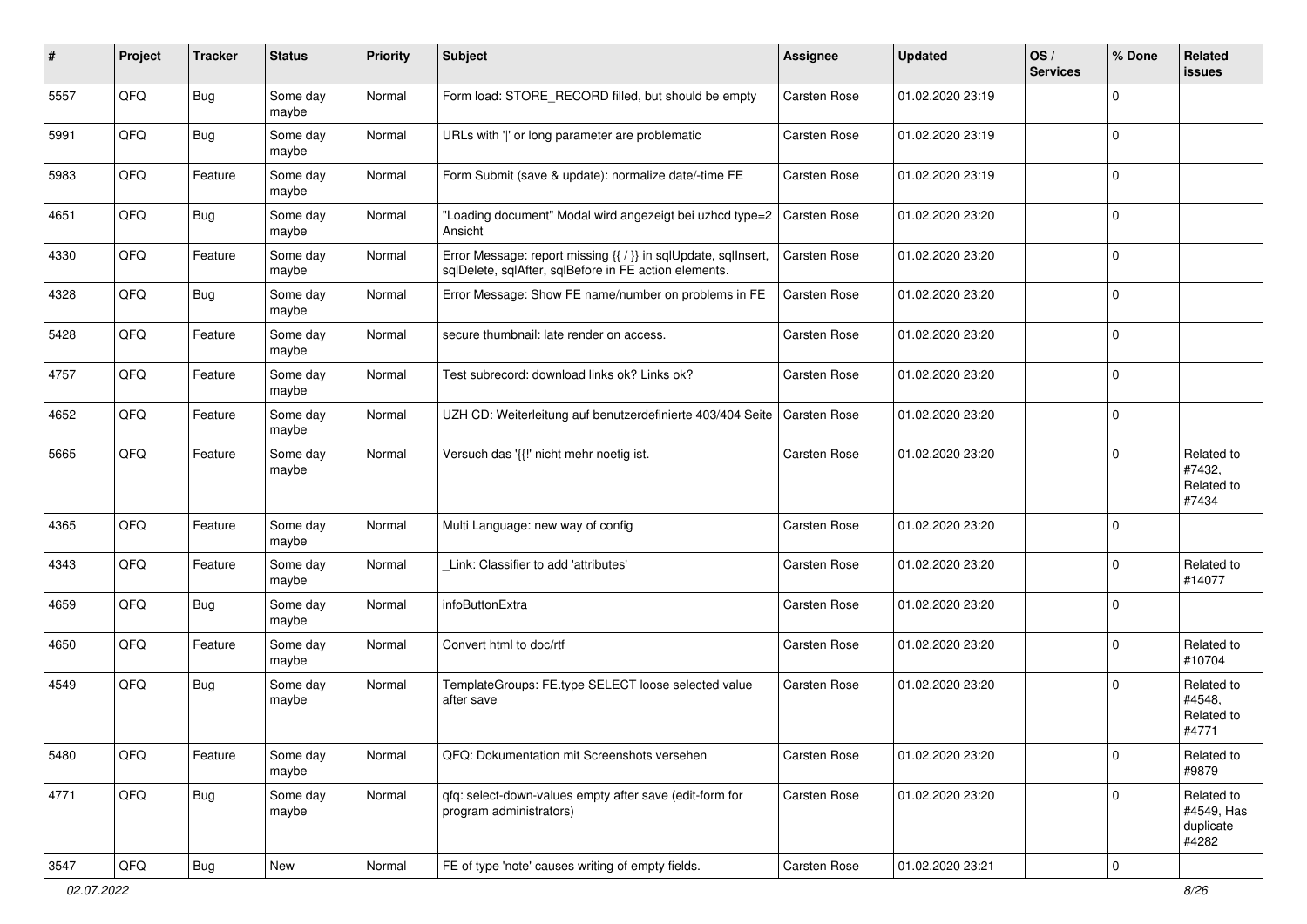| # | Project | Tracker | Status | Priority | Subject | Assignee | Updated | OS / Services | % Done | Related issues |
|---|---|---|---|---|---|---|---|---|---|---|
| 5557 | QFQ | Bug | Some day maybe | Normal | Form load: STORE_RECORD filled, but should be empty | Carsten Rose | 01.02.2020 23:19 | | 0 | |
| 5991 | QFQ | Bug | Some day maybe | Normal | URLs with ' ' or long parameter are problematic | Carsten Rose | 01.02.2020 23:19 | | 0 | |
| 5983 | QFQ | Feature | Some day maybe | Normal | Form Submit (save & update): normalize date/-time FE | Carsten Rose | 01.02.2020 23:19 | | 0 | |
| 4651 | QFQ | Bug | Some day maybe | Normal | "Loading document" Modal wird angezeigt bei uzhcd type=2 Ansicht | Carsten Rose | 01.02.2020 23:20 | | 0 | |
| 4330 | QFQ | Feature | Some day maybe | Normal | Error Message: report missing {{ / }} in sqlUpdate, sqlInsert, sqlDelete, sqlAfter, sqlBefore in FE action elements. | Carsten Rose | 01.02.2020 23:20 | | 0 | |
| 4328 | QFQ | Bug | Some day maybe | Normal | Error Message: Show FE name/number on problems in FE | Carsten Rose | 01.02.2020 23:20 | | 0 | |
| 5428 | QFQ | Feature | Some day maybe | Normal | secure thumbnail: late render on access. | Carsten Rose | 01.02.2020 23:20 | | 0 | |
| 4757 | QFQ | Feature | Some day maybe | Normal | Test subrecord: download links ok? Links ok? | Carsten Rose | 01.02.2020 23:20 | | 0 | |
| 4652 | QFQ | Feature | Some day maybe | Normal | UZH CD: Weiterleitung auf benutzerdefinierte 403/404 Seite | Carsten Rose | 01.02.2020 23:20 | | 0 | |
| 5665 | QFQ | Feature | Some day maybe | Normal | Versuch das '{{!' nicht mehr noetig ist. | Carsten Rose | 01.02.2020 23:20 | | 0 | Related to #7432, Related to #7434 |
| 4365 | QFQ | Feature | Some day maybe | Normal | Multi Language: new way of config | Carsten Rose | 01.02.2020 23:20 | | 0 | |
| 4343 | QFQ | Feature | Some day maybe | Normal | _Link: Classifier to add 'attributes' | Carsten Rose | 01.02.2020 23:20 | | 0 | Related to #14077 |
| 4659 | QFQ | Bug | Some day maybe | Normal | infoButtonExtra | Carsten Rose | 01.02.2020 23:20 | | 0 | |
| 4650 | QFQ | Feature | Some day maybe | Normal | Convert html to doc/rtf | Carsten Rose | 01.02.2020 23:20 | | 0 | Related to #10704 |
| 4549 | QFQ | Bug | Some day maybe | Normal | TemplateGroups: FE.type SELECT loose selected value after save | Carsten Rose | 01.02.2020 23:20 | | 0 | Related to #4548, Related to #4771 |
| 5480 | QFQ | Feature | Some day maybe | Normal | QFQ: Dokumentation mit Screenshots versehen | Carsten Rose | 01.02.2020 23:20 | | 0 | Related to #9879 |
| 4771 | QFQ | Bug | Some day maybe | Normal | qfq: select-down-values empty after save (edit-form for program administrators) | Carsten Rose | 01.02.2020 23:20 | | 0 | Related to #4549, Has duplicate #4282 |
| 3547 | QFQ | Bug | New | Normal | FE of type 'note' causes writing of empty fields. | Carsten Rose | 01.02.2020 23:21 | | 0 | |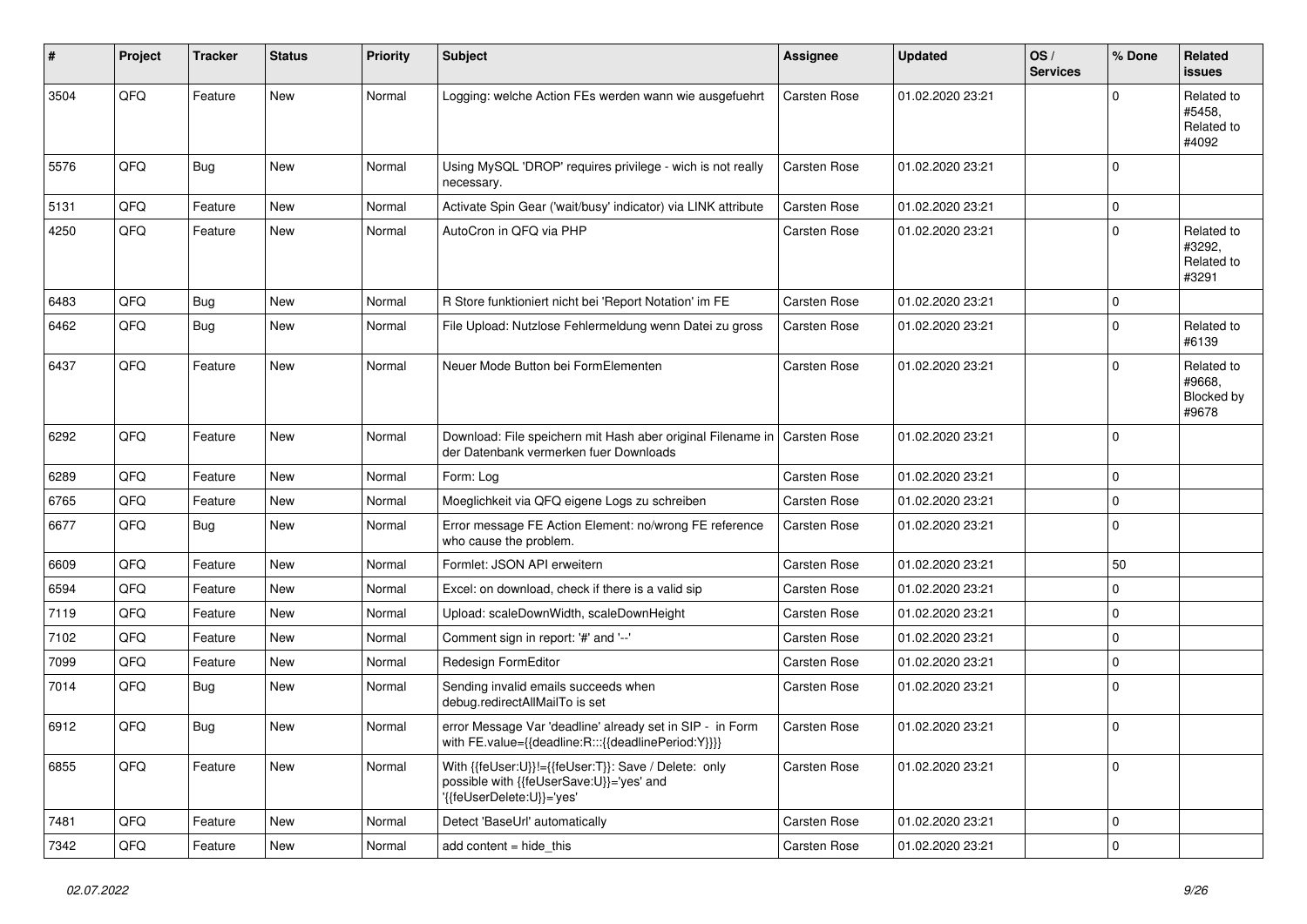| # | Project | Tracker | Status | Priority | Subject | Assignee | Updated | OS / Services | % Done | Related issues |
|---|---|---|---|---|---|---|---|---|---|---|
| 3504 | QFQ | Feature | New | Normal | Logging: welche Action FEs werden wann wie ausgefuehrt | Carsten Rose | 01.02.2020 23:21 | | 0 | Related to #5458, Related to #4092 |
| 5576 | QFQ | Bug | New | Normal | Using MySQL 'DROP' requires privilege - wich is not really necessary. | Carsten Rose | 01.02.2020 23:21 | | 0 | |
| 5131 | QFQ | Feature | New | Normal | Activate Spin Gear ('wait/busy' indicator) via LINK attribute | Carsten Rose | 01.02.2020 23:21 | | 0 | |
| 4250 | QFQ | Feature | New | Normal | AutoCron in QFQ via PHP | Carsten Rose | 01.02.2020 23:21 | | 0 | Related to #3292, Related to #3291 |
| 6483 | QFQ | Bug | New | Normal | R Store funktioniert nicht bei 'Report Notation' im FE | Carsten Rose | 01.02.2020 23:21 | | 0 | |
| 6462 | QFQ | Bug | New | Normal | File Upload: Nutzlose Fehlermeldung wenn Datei zu gross | Carsten Rose | 01.02.2020 23:21 | | 0 | Related to #6139 |
| 6437 | QFQ | Feature | New | Normal | Neuer Mode Button bei FormElementen | Carsten Rose | 01.02.2020 23:21 | | 0 | Related to #9668, Blocked by #9678 |
| 6292 | QFQ | Feature | New | Normal | Download: File speichern mit Hash aber original Filename in der Datenbank vermerken fuer Downloads | Carsten Rose | 01.02.2020 23:21 | | 0 | |
| 6289 | QFQ | Feature | New | Normal | Form: Log | Carsten Rose | 01.02.2020 23:21 | | 0 | |
| 6765 | QFQ | Feature | New | Normal | Moeglichkeit via QFQ eigene Logs zu schreiben | Carsten Rose | 01.02.2020 23:21 | | 0 | |
| 6677 | QFQ | Bug | New | Normal | Error message FE Action Element: no/wrong FE reference who cause the problem. | Carsten Rose | 01.02.2020 23:21 | | 0 | |
| 6609 | QFQ | Feature | New | Normal | Formlet: JSON API erweitern | Carsten Rose | 01.02.2020 23:21 | | 50 | |
| 6594 | QFQ | Feature | New | Normal | Excel: on download, check if there is a valid sip | Carsten Rose | 01.02.2020 23:21 | | 0 | |
| 7119 | QFQ | Feature | New | Normal | Upload: scaleDownWidth, scaleDownHeight | Carsten Rose | 01.02.2020 23:21 | | 0 | |
| 7102 | QFQ | Feature | New | Normal | Comment sign in report: '#' and '--' | Carsten Rose | 01.02.2020 23:21 | | 0 | |
| 7099 | QFQ | Feature | New | Normal | Redesign FormEditor | Carsten Rose | 01.02.2020 23:21 | | 0 | |
| 7014 | QFQ | Bug | New | Normal | Sending invalid emails succeeds when debug.redirectAllMailTo is set | Carsten Rose | 01.02.2020 23:21 | | 0 | |
| 6912 | QFQ | Bug | New | Normal | error Message Var 'deadline' already set in SIP - in Form with FE.value={{deadline:R:::{{deadlinePeriod:Y}}}} | Carsten Rose | 01.02.2020 23:21 | | 0 | |
| 6855 | QFQ | Feature | New | Normal | With {{feUser:U}}!={{feUser:T}}: Save / Delete: only possible with {{feUserSave:U}}='yes' and '{{feUserDelete:U}}='yes' | Carsten Rose | 01.02.2020 23:21 | | 0 | |
| 7481 | QFQ | Feature | New | Normal | Detect 'BaseUrl' automatically | Carsten Rose | 01.02.2020 23:21 | | 0 | |
| 7342 | QFQ | Feature | New | Normal | add content = hide_this | Carsten Rose | 01.02.2020 23:21 | | 0 | |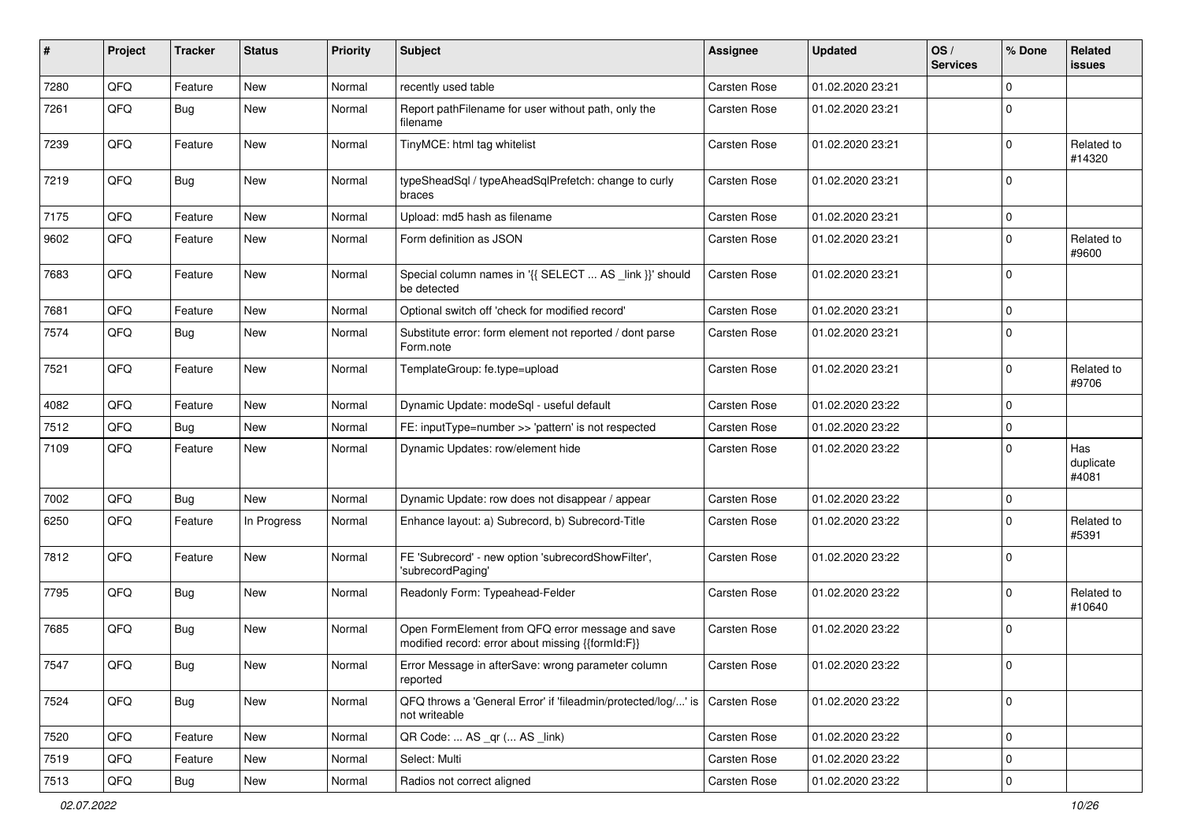| # | Project | Tracker | Status | Priority | Subject | Assignee | Updated | OS / Services | % Done | Related issues |
|---|---|---|---|---|---|---|---|---|---|---|
| 7280 | QFQ | Feature | New | Normal | recently used table | Carsten Rose | 01.02.2020 23:21 | | 0 | |
| 7261 | QFQ | Bug | New | Normal | Report pathFilename for user without path, only the filename | Carsten Rose | 01.02.2020 23:21 | | 0 | |
| 7239 | QFQ | Feature | New | Normal | TinyMCE: html tag whitelist | Carsten Rose | 01.02.2020 23:21 | | 0 | Related to #14320 |
| 7219 | QFQ | Bug | New | Normal | typeSheadSql / typeAheadSqlPrefetch: change to curly braces | Carsten Rose | 01.02.2020 23:21 | | 0 | |
| 7175 | QFQ | Feature | New | Normal | Upload: md5 hash as filename | Carsten Rose | 01.02.2020 23:21 | | 0 | |
| 9602 | QFQ | Feature | New | Normal | Form definition as JSON | Carsten Rose | 01.02.2020 23:21 | | 0 | Related to #9600 |
| 7683 | QFQ | Feature | New | Normal | Special column names in '{{ SELECT ... AS _link }}' should be detected | Carsten Rose | 01.02.2020 23:21 | | 0 | |
| 7681 | QFQ | Feature | New | Normal | Optional switch off 'check for modified record' | Carsten Rose | 01.02.2020 23:21 | | 0 | |
| 7574 | QFQ | Bug | New | Normal | Substitute error: form element not reported / dont parse Form.note | Carsten Rose | 01.02.2020 23:21 | | 0 | |
| 7521 | QFQ | Feature | New | Normal | TemplateGroup: fe.type=upload | Carsten Rose | 01.02.2020 23:21 | | 0 | Related to #9706 |
| 4082 | QFQ | Feature | New | Normal | Dynamic Update: modeSql - useful default | Carsten Rose | 01.02.2020 23:22 | | 0 | |
| 7512 | QFQ | Bug | New | Normal | FE: inputType=number >> 'pattern' is not respected | Carsten Rose | 01.02.2020 23:22 | | 0 | |
| 7109 | QFQ | Feature | New | Normal | Dynamic Updates: row/element hide | Carsten Rose | 01.02.2020 23:22 | | 0 | Has duplicate #4081 |
| 7002 | QFQ | Bug | New | Normal | Dynamic Update: row does not disappear / appear | Carsten Rose | 01.02.2020 23:22 | | 0 | |
| 6250 | QFQ | Feature | In Progress | Normal | Enhance layout: a) Subrecord, b) Subrecord-Title | Carsten Rose | 01.02.2020 23:22 | | 0 | Related to #5391 |
| 7812 | QFQ | Feature | New | Normal | FE 'Subrecord' - new option 'subrecordShowFilter', 'subrecordPaging' | Carsten Rose | 01.02.2020 23:22 | | 0 | |
| 7795 | QFQ | Bug | New | Normal | Readonly Form: Typeahead-Felder | Carsten Rose | 01.02.2020 23:22 | | 0 | Related to #10640 |
| 7685 | QFQ | Bug | New | Normal | Open FormElement from QFQ error message and save modified record: error about missing {{formId:F}} | Carsten Rose | 01.02.2020 23:22 | | 0 | |
| 7547 | QFQ | Bug | New | Normal | Error Message in afterSave: wrong parameter column reported | Carsten Rose | 01.02.2020 23:22 | | 0 | |
| 7524 | QFQ | Bug | New | Normal | QFQ throws a 'General Error' if 'fileadmin/protected/log/...' is not writeable | Carsten Rose | 01.02.2020 23:22 | | 0 | |
| 7520 | QFQ | Feature | New | Normal | QR Code: ... AS _qr ( ... AS _link) | Carsten Rose | 01.02.2020 23:22 | | 0 | |
| 7519 | QFQ | Feature | New | Normal | Select: Multi | Carsten Rose | 01.02.2020 23:22 | | 0 | |
| 7513 | QFQ | Bug | New | Normal | Radios not correct aligned | Carsten Rose | 01.02.2020 23:22 | | 0 | |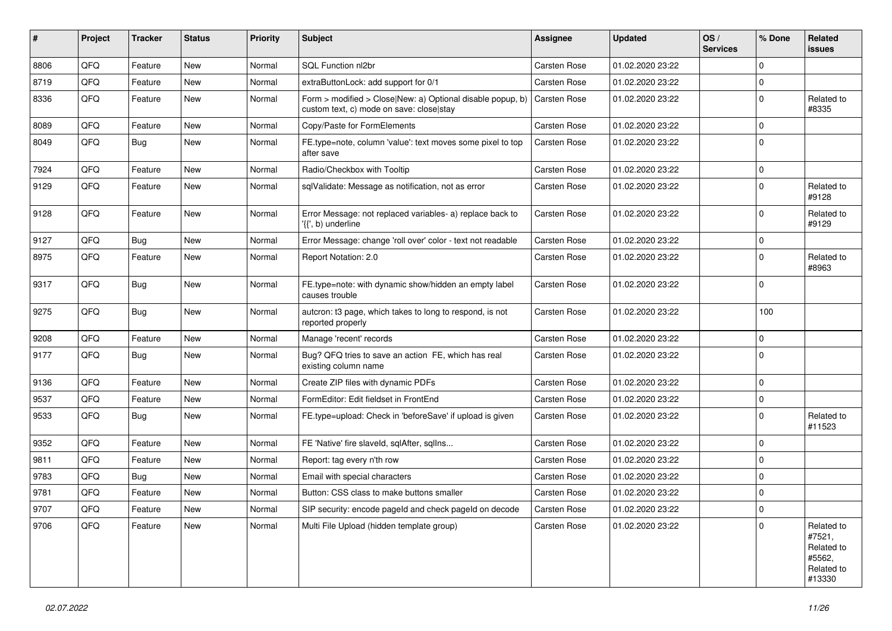| # | Project | Tracker | Status | Priority | Subject | Assignee | Updated | OS / Services | % Done | Related issues |
|---|---|---|---|---|---|---|---|---|---|---|
| 8806 | QFQ | Feature | New | Normal | SQL Function nl2br | Carsten Rose | 01.02.2020 23:22 | | 0 | |
| 8719 | QFQ | Feature | New | Normal | extraButtonLock: add support for 0/1 | Carsten Rose | 01.02.2020 23:22 | | 0 | |
| 8336 | QFQ | Feature | New | Normal | Form > modified > Close\|New: a) Optional disable popup, b) custom text, c) mode on save: close\|stay | Carsten Rose | 01.02.2020 23:22 | | 0 | Related to #8335 |
| 8089 | QFQ | Feature | New | Normal | Copy/Paste for FormElements | Carsten Rose | 01.02.2020 23:22 | | 0 | |
| 8049 | QFQ | Bug | New | Normal | FE.type=note, column 'value': text moves some pixel to top after save | Carsten Rose | 01.02.2020 23:22 | | 0 | |
| 7924 | QFQ | Feature | New | Normal | Radio/Checkbox with Tooltip | Carsten Rose | 01.02.2020 23:22 | | 0 | |
| 9129 | QFQ | Feature | New | Normal | sqlValidate: Message as notification, not as error | Carsten Rose | 01.02.2020 23:22 | | 0 | Related to #9128 |
| 9128 | QFQ | Feature | New | Normal | Error Message: not replaced variables- a) replace back to '{{', b) underline | Carsten Rose | 01.02.2020 23:22 | | 0 | Related to #9129 |
| 9127 | QFQ | Bug | New | Normal | Error Message: change 'roll over' color - text not readable | Carsten Rose | 01.02.2020 23:22 | | 0 | |
| 8975 | QFQ | Feature | New | Normal | Report Notation: 2.0 | Carsten Rose | 01.02.2020 23:22 | | 0 | Related to #8963 |
| 9317 | QFQ | Bug | New | Normal | FE.type=note: with dynamic show/hidden an empty label causes trouble | Carsten Rose | 01.02.2020 23:22 | | 0 | |
| 9275 | QFQ | Bug | New | Normal | autcron: t3 page, which takes to long to respond, is not reported properly | Carsten Rose | 01.02.2020 23:22 | | 100 | |
| 9208 | QFQ | Feature | New | Normal | Manage 'recent' records | Carsten Rose | 01.02.2020 23:22 | | 0 | |
| 9177 | QFQ | Bug | New | Normal | Bug? QFQ tries to save an action FE, which has real existing column name | Carsten Rose | 01.02.2020 23:22 | | 0 | |
| 9136 | QFQ | Feature | New | Normal | Create ZIP files with dynamic PDFs | Carsten Rose | 01.02.2020 23:22 | | 0 | |
| 9537 | QFQ | Feature | New | Normal | FormEditor: Edit fieldset in FrontEnd | Carsten Rose | 01.02.2020 23:22 | | 0 | |
| 9533 | QFQ | Bug | New | Normal | FE.type=upload: Check in 'beforeSave' if upload is given | Carsten Rose | 01.02.2020 23:22 | | 0 | Related to #11523 |
| 9352 | QFQ | Feature | New | Normal | FE 'Native' fire slaveId, sqlAfter, sqlIns... | Carsten Rose | 01.02.2020 23:22 | | 0 | |
| 9811 | QFQ | Feature | New | Normal | Report: tag every n'th row | Carsten Rose | 01.02.2020 23:22 | | 0 | |
| 9783 | QFQ | Bug | New | Normal | Email with special characters | Carsten Rose | 01.02.2020 23:22 | | 0 | |
| 9781 | QFQ | Feature | New | Normal | Button: CSS class to make buttons smaller | Carsten Rose | 01.02.2020 23:22 | | 0 | |
| 9707 | QFQ | Feature | New | Normal | SIP security: encode pageId and check pageId on decode | Carsten Rose | 01.02.2020 23:22 | | 0 | |
| 9706 | QFQ | Feature | New | Normal | Multi File Upload (hidden template group) | Carsten Rose | 01.02.2020 23:22 | | 0 | Related to #7521, Related to #5562, Related to #13330 |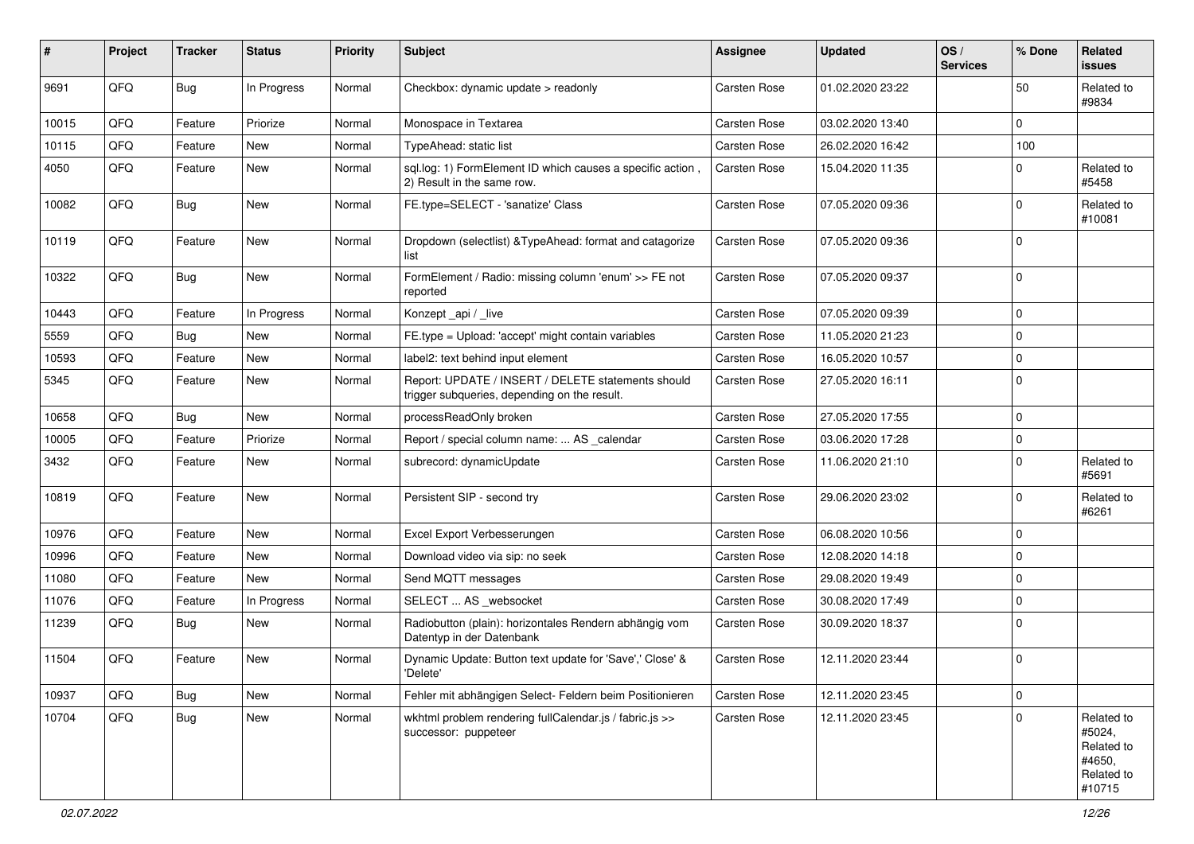| # | Project | Tracker | Status | Priority | Subject | Assignee | Updated | OS / Services | % Done | Related issues |
|---|---|---|---|---|---|---|---|---|---|---|
| 9691 | QFQ | Bug | In Progress | Normal | Checkbox: dynamic update > readonly | Carsten Rose | 01.02.2020 23:22 | | 50 | Related to #9834 |
| 10015 | QFQ | Feature | Priorize | Normal | Monospace in Textarea | Carsten Rose | 03.02.2020 13:40 | | 0 | |
| 10115 | QFQ | Feature | New | Normal | TypeAhead: static list | Carsten Rose | 26.02.2020 16:42 | | 100 | |
| 4050 | QFQ | Feature | New | Normal | sql.log: 1) FormElement ID which causes a specific action , 2) Result in the same row. | Carsten Rose | 15.04.2020 11:35 | | 0 | Related to #5458 |
| 10082 | QFQ | Bug | New | Normal | FE.type=SELECT - 'sanatize' Class | Carsten Rose | 07.05.2020 09:36 | | 0 | Related to #10081 |
| 10119 | QFQ | Feature | New | Normal | Dropdown (selectlist) &TypeAhead: format and catagorize list | Carsten Rose | 07.05.2020 09:36 | | 0 | |
| 10322 | QFQ | Bug | New | Normal | FormElement / Radio: missing column 'enum' >> FE not reported | Carsten Rose | 07.05.2020 09:37 | | 0 | |
| 10443 | QFQ | Feature | In Progress | Normal | Konzept _api / _live | Carsten Rose | 07.05.2020 09:39 | | 0 | |
| 5559 | QFQ | Bug | New | Normal | FE.type = Upload: 'accept' might contain variables | Carsten Rose | 11.05.2020 21:23 | | 0 | |
| 10593 | QFQ | Feature | New | Normal | label2: text behind input element | Carsten Rose | 16.05.2020 10:57 | | 0 | |
| 5345 | QFQ | Feature | New | Normal | Report: UPDATE / INSERT / DELETE statements should trigger subqueries, depending on the result. | Carsten Rose | 27.05.2020 16:11 | | 0 | |
| 10658 | QFQ | Bug | New | Normal | processReadOnly broken | Carsten Rose | 27.05.2020 17:55 | | 0 | |
| 10005 | QFQ | Feature | Priorize | Normal | Report / special column name: ... AS _calendar | Carsten Rose | 03.06.2020 17:28 | | 0 | |
| 3432 | QFQ | Feature | New | Normal | subrecord: dynamicUpdate | Carsten Rose | 11.06.2020 21:10 | | 0 | Related to #5691 |
| 10819 | QFQ | Feature | New | Normal | Persistent SIP - second try | Carsten Rose | 29.06.2020 23:02 | | 0 | Related to #6261 |
| 10976 | QFQ | Feature | New | Normal | Excel Export Verbesserungen | Carsten Rose | 06.08.2020 10:56 | | 0 | |
| 10996 | QFQ | Feature | New | Normal | Download video via sip: no seek | Carsten Rose | 12.08.2020 14:18 | | 0 | |
| 11080 | QFQ | Feature | New | Normal | Send MQTT messages | Carsten Rose | 29.08.2020 19:49 | | 0 | |
| 11076 | QFQ | Feature | In Progress | Normal | SELECT ... AS _websocket | Carsten Rose | 30.08.2020 17:49 | | 0 | |
| 11239 | QFQ | Bug | New | Normal | Radiobutton (plain): horizontales Rendern abhängig vom Datentyp in der Datenbank | Carsten Rose | 30.09.2020 18:37 | | 0 | |
| 11504 | QFQ | Feature | New | Normal | Dynamic Update: Button text update for 'Save',' Close' & 'Delete' | Carsten Rose | 12.11.2020 23:44 | | 0 | |
| 10937 | QFQ | Bug | New | Normal | Fehler mit abhängigen Select- Feldern beim Positionieren | Carsten Rose | 12.11.2020 23:45 | | 0 | |
| 10704 | QFQ | Bug | New | Normal | wkhtml problem rendering fullCalendar.js / fabric.js >> successor: puppeteer | Carsten Rose | 12.11.2020 23:45 | | 0 | Related to #5024, Related to #4650, Related to #10715 |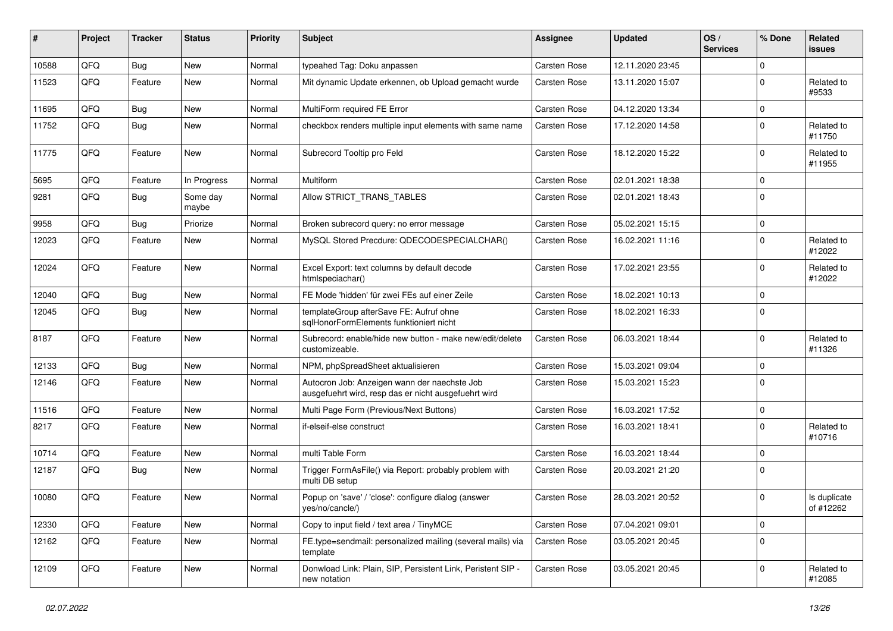| # | Project | Tracker | Status | Priority | Subject | Assignee | Updated | OS / Services | % Done | Related issues |
|---|---|---|---|---|---|---|---|---|---|---|
| 10588 | QFQ | Bug | New | Normal | typeahed Tag: Doku anpassen | Carsten Rose | 12.11.2020 23:45 | | 0 | |
| 11523 | QFQ | Feature | New | Normal | Mit dynamic Update erkennen, ob Upload gemacht wurde | Carsten Rose | 13.11.2020 15:07 | | 0 | Related to #9533 |
| 11695 | QFQ | Bug | New | Normal | MultiForm required FE Error | Carsten Rose | 04.12.2020 13:34 | | 0 | |
| 11752 | QFQ | Bug | New | Normal | checkbox renders multiple input elements with same name | Carsten Rose | 17.12.2020 14:58 | | 0 | Related to #11750 |
| 11775 | QFQ | Feature | New | Normal | Subrecord Tooltip pro Feld | Carsten Rose | 18.12.2020 15:22 | | 0 | Related to #11955 |
| 5695 | QFQ | Feature | In Progress | Normal | Multiform | Carsten Rose | 02.01.2021 18:38 | | 0 | |
| 9281 | QFQ | Bug | Some day maybe | Normal | Allow STRICT_TRANS_TABLES | Carsten Rose | 02.01.2021 18:43 | | 0 | |
| 9958 | QFQ | Bug | Priorize | Normal | Broken subrecord query: no error message | Carsten Rose | 05.02.2021 15:15 | | 0 | |
| 12023 | QFQ | Feature | New | Normal | MySQL Stored Precdure: QDECODESPECIALCHAR() | Carsten Rose | 16.02.2021 11:16 | | 0 | Related to #12022 |
| 12024 | QFQ | Feature | New | Normal | Excel Export: text columns by default decode htmlspeciachar() | Carsten Rose | 17.02.2021 23:55 | | 0 | Related to #12022 |
| 12040 | QFQ | Bug | New | Normal | FE Mode 'hidden' für zwei FEs auf einer Zeile | Carsten Rose | 18.02.2021 10:13 | | 0 | |
| 12045 | QFQ | Bug | New | Normal | templateGroup afterSave FE: Aufruf ohne sqlHonorFormElements funktioniert nicht | Carsten Rose | 18.02.2021 16:33 | | 0 | |
| 8187 | QFQ | Feature | New | Normal | Subrecord: enable/hide new button - make new/edit/delete customizeable. | Carsten Rose | 06.03.2021 18:44 | | 0 | Related to #11326 |
| 12133 | QFQ | Bug | New | Normal | NPM, phpSpreadSheet aktualisieren | Carsten Rose | 15.03.2021 09:04 | | 0 | |
| 12146 | QFQ | Feature | New | Normal | Autocron Job: Anzeigen wann der naechste Job ausgefuehrt wird, resp das er nicht ausgefuehrt wird | Carsten Rose | 15.03.2021 15:23 | | 0 | |
| 11516 | QFQ | Feature | New | Normal | Multi Page Form (Previous/Next Buttons) | Carsten Rose | 16.03.2021 17:52 | | 0 | |
| 8217 | QFQ | Feature | New | Normal | if-elseif-else construct | Carsten Rose | 16.03.2021 18:41 | | 0 | Related to #10716 |
| 10714 | QFQ | Feature | New | Normal | multi Table Form | Carsten Rose | 16.03.2021 18:44 | | 0 | |
| 12187 | QFQ | Bug | New | Normal | Trigger FormAsFile() via Report: probably problem with multi DB setup | Carsten Rose | 20.03.2021 21:20 | | 0 | |
| 10080 | QFQ | Feature | New | Normal | Popup on 'save' / 'close': configure dialog (answer yes/no/cancle/) | Carsten Rose | 28.03.2021 20:52 | | 0 | Is duplicate of #12262 |
| 12330 | QFQ | Feature | New | Normal | Copy to input field / text area / TinyMCE | Carsten Rose | 07.04.2021 09:01 | | 0 | |
| 12162 | QFQ | Feature | New | Normal | FE.type=sendmail: personalized mailing (several mails) via template | Carsten Rose | 03.05.2021 20:45 | | 0 | |
| 12109 | QFQ | Feature | New | Normal | Donwload Link: Plain, SIP, Persistent Link, Peristent SIP - new notation | Carsten Rose | 03.05.2021 20:45 | | 0 | Related to #12085 |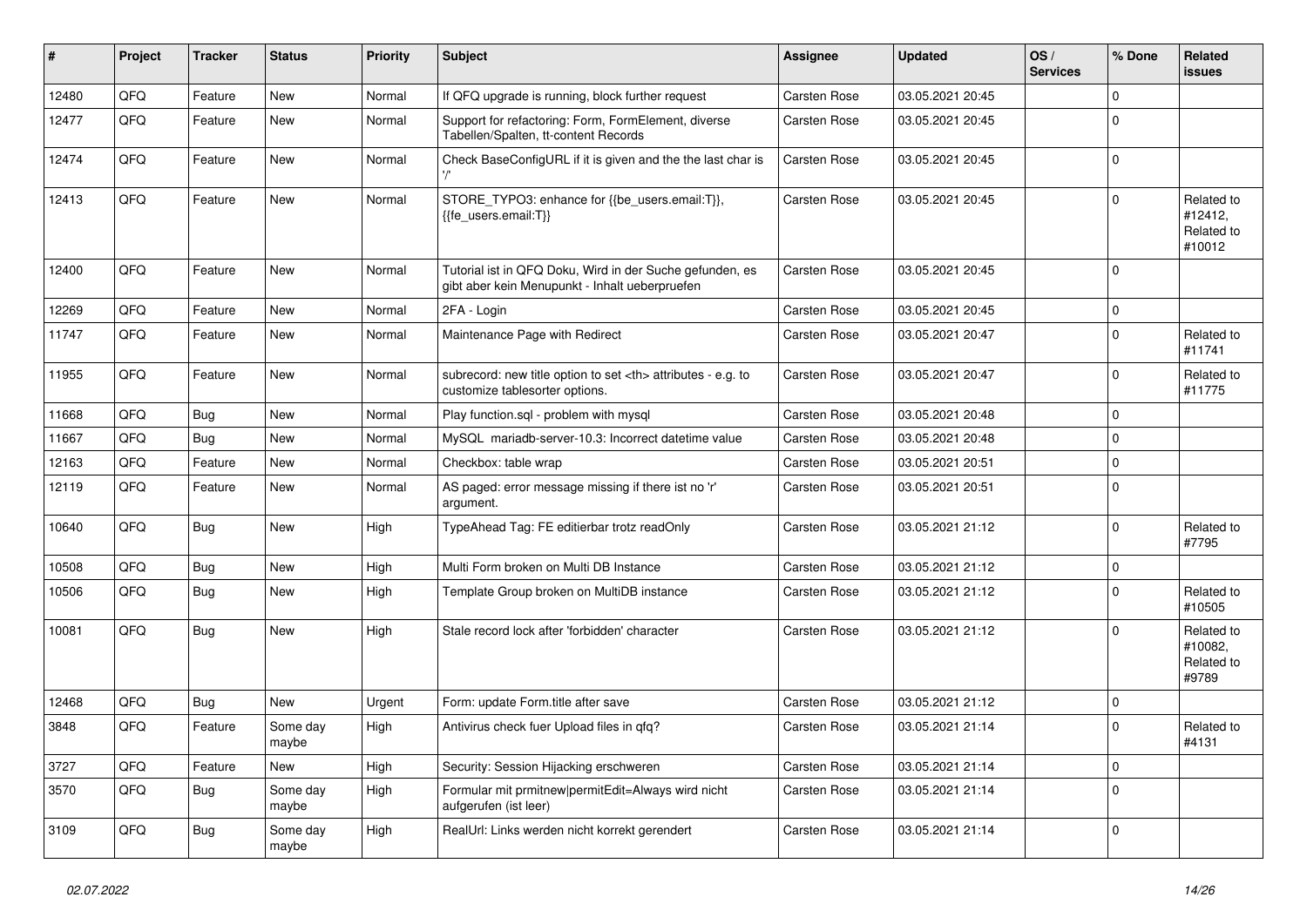| # | Project | Tracker | Status | Priority | Subject | Assignee | Updated | OS / Services | % Done | Related issues |
|---|---|---|---|---|---|---|---|---|---|---|
| 12480 | QFQ | Feature | New | Normal | If QFQ upgrade is running, block further request | Carsten Rose | 03.05.2021 20:45 | | 0 | |
| 12477 | QFQ | Feature | New | Normal | Support for refactoring: Form, FormElement, diverse Tabellen/Spalten, tt-content Records | Carsten Rose | 03.05.2021 20:45 | | 0 | |
| 12474 | QFQ | Feature | New | Normal | Check BaseConfigURL if it is given and the the last char is '/' | Carsten Rose | 03.05.2021 20:45 | | 0 | |
| 12413 | QFQ | Feature | New | Normal | STORE_TYPO3: enhance for {{be_users.email:T}}, {{fe_users.email:T}} | Carsten Rose | 03.05.2021 20:45 | | 0 | Related to #12412, Related to #10012 |
| 12400 | QFQ | Feature | New | Normal | Tutorial ist in QFQ Doku, Wird in der Suche gefunden, es gibt aber kein Menupunkt - Inhalt ueberpruefen | Carsten Rose | 03.05.2021 20:45 | | 0 | |
| 12269 | QFQ | Feature | New | Normal | 2FA - Login | Carsten Rose | 03.05.2021 20:45 | | 0 | |
| 11747 | QFQ | Feature | New | Normal | Maintenance Page with Redirect | Carsten Rose | 03.05.2021 20:47 | | 0 | Related to #11741 |
| 11955 | QFQ | Feature | New | Normal | subrecord: new title option to set <th> attributes - e.g. to customize tablesorter options. | Carsten Rose | 03.05.2021 20:47 | | 0 | Related to #11775 |
| 11668 | QFQ | Bug | New | Normal | Play function.sql - problem with mysql | Carsten Rose | 03.05.2021 20:48 | | 0 | |
| 11667 | QFQ | Bug | New | Normal | MySQL mariadb-server-10.3: Incorrect datetime value | Carsten Rose | 03.05.2021 20:48 | | 0 | |
| 12163 | QFQ | Feature | New | Normal | Checkbox: table wrap | Carsten Rose | 03.05.2021 20:51 | | 0 | |
| 12119 | QFQ | Feature | New | Normal | AS paged: error message missing if there ist no 'r' argument. | Carsten Rose | 03.05.2021 20:51 | | 0 | |
| 10640 | QFQ | Bug | New | High | TypeAhead Tag: FE editierbar trotz readOnly | Carsten Rose | 03.05.2021 21:12 | | 0 | Related to #7795 |
| 10508 | QFQ | Bug | New | High | Multi Form broken on Multi DB Instance | Carsten Rose | 03.05.2021 21:12 | | 0 | |
| 10506 | QFQ | Bug | New | High | Template Group broken on MultiDB instance | Carsten Rose | 03.05.2021 21:12 | | 0 | Related to #10505 |
| 10081 | QFQ | Bug | New | High | Stale record lock after 'forbidden' character | Carsten Rose | 03.05.2021 21:12 | | 0 | Related to #10082, Related to #9789 |
| 12468 | QFQ | Bug | New | Urgent | Form: update Form.title after save | Carsten Rose | 03.05.2021 21:12 | | 0 | |
| 3848 | QFQ | Feature | Some day maybe | High | Antivirus check fuer Upload files in qfq? | Carsten Rose | 03.05.2021 21:14 | | 0 | Related to #4131 |
| 3727 | QFQ | Feature | New | High | Security: Session Hijacking erschweren | Carsten Rose | 03.05.2021 21:14 | | 0 | |
| 3570 | QFQ | Bug | Some day maybe | High | Formular mit prmitnew\|permitEdit=Always wird nicht aufgerufen (ist leer) | Carsten Rose | 03.05.2021 21:14 | | 0 | |
| 3109 | QFQ | Bug | Some day maybe | High | RealUrl: Links werden nicht korrekt gerendert | Carsten Rose | 03.05.2021 21:14 | | 0 | |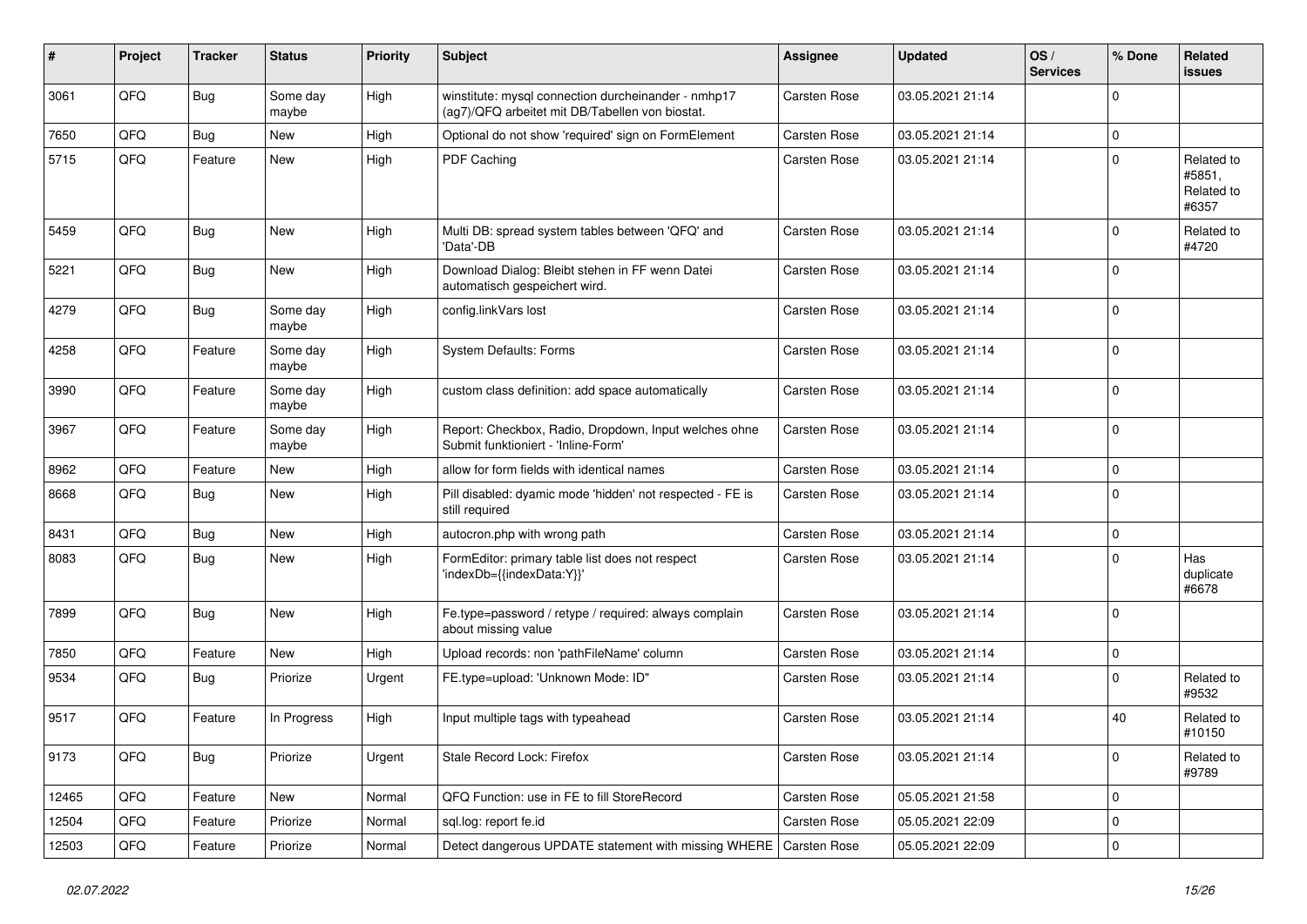| # | Project | Tracker | Status | Priority | Subject | Assignee | Updated | OS / Services | % Done | Related issues |
|---|---|---|---|---|---|---|---|---|---|---|
| 3061 | QFQ | Bug | Some day maybe | High | winstitute: mysql connection durcheinander - nmhp17 (ag7)/QFQ arbeitet mit DB/Tabellen von biostat. | Carsten Rose | 03.05.2021 21:14 | | 0 | |
| 7650 | QFQ | Bug | New | High | Optional do not show 'required' sign on FormElement | Carsten Rose | 03.05.2021 21:14 | | 0 | |
| 5715 | QFQ | Feature | New | High | PDF Caching | Carsten Rose | 03.05.2021 21:14 | | 0 | Related to #5851, Related to #6357 |
| 5459 | QFQ | Bug | New | High | Multi DB: spread system tables between 'QFQ' and 'Data'-DB | Carsten Rose | 03.05.2021 21:14 | | 0 | Related to #4720 |
| 5221 | QFQ | Bug | New | High | Download Dialog: Bleibt stehen in FF wenn Datei automatisch gespeichert wird. | Carsten Rose | 03.05.2021 21:14 | | 0 | |
| 4279 | QFQ | Bug | Some day maybe | High | config.linkVars lost | Carsten Rose | 03.05.2021 21:14 | | 0 | |
| 4258 | QFQ | Feature | Some day maybe | High | System Defaults: Forms | Carsten Rose | 03.05.2021 21:14 | | 0 | |
| 3990 | QFQ | Feature | Some day maybe | High | custom class definition: add space automatically | Carsten Rose | 03.05.2021 21:14 | | 0 | |
| 3967 | QFQ | Feature | Some day maybe | High | Report: Checkbox, Radio, Dropdown, Input welches ohne Submit funktioniert - 'Inline-Form' | Carsten Rose | 03.05.2021 21:14 | | 0 | |
| 8962 | QFQ | Feature | New | High | allow for form fields with identical names | Carsten Rose | 03.05.2021 21:14 | | 0 | |
| 8668 | QFQ | Bug | New | High | Pill disabled: dyamic mode 'hidden' not respected - FE is still required | Carsten Rose | 03.05.2021 21:14 | | 0 | |
| 8431 | QFQ | Bug | New | High | autocron.php with wrong path | Carsten Rose | 03.05.2021 21:14 | | 0 | |
| 8083 | QFQ | Bug | New | High | FormEditor: primary table list does not respect 'indexDb={{indexData:Y}}' | Carsten Rose | 03.05.2021 21:14 | | 0 | Has duplicate #6678 |
| 7899 | QFQ | Bug | New | High | Fe.type=password / retype / required: always complain about missing value | Carsten Rose | 03.05.2021 21:14 | | 0 | |
| 7850 | QFQ | Feature | New | High | Upload records: non 'pathFileName' column | Carsten Rose | 03.05.2021 21:14 | | 0 | |
| 9534 | QFQ | Bug | Priorize | Urgent | FE.type=upload: 'Unknown Mode: ID" | Carsten Rose | 03.05.2021 21:14 | | 0 | Related to #9532 |
| 9517 | QFQ | Feature | In Progress | High | Input multiple tags with typeahead | Carsten Rose | 03.05.2021 21:14 | | 40 | Related to #10150 |
| 9173 | QFQ | Bug | Priorize | Urgent | Stale Record Lock: Firefox | Carsten Rose | 03.05.2021 21:14 | | 0 | Related to #9789 |
| 12465 | QFQ | Feature | New | Normal | QFQ Function: use in FE to fill StoreRecord | Carsten Rose | 05.05.2021 21:58 | | 0 | |
| 12504 | QFQ | Feature | Priorize | Normal | sql.log: report fe.id | Carsten Rose | 05.05.2021 22:09 | | 0 | |
| 12503 | QFQ | Feature | Priorize | Normal | Detect dangerous UPDATE statement with missing WHERE | Carsten Rose | 05.05.2021 22:09 | | 0 | |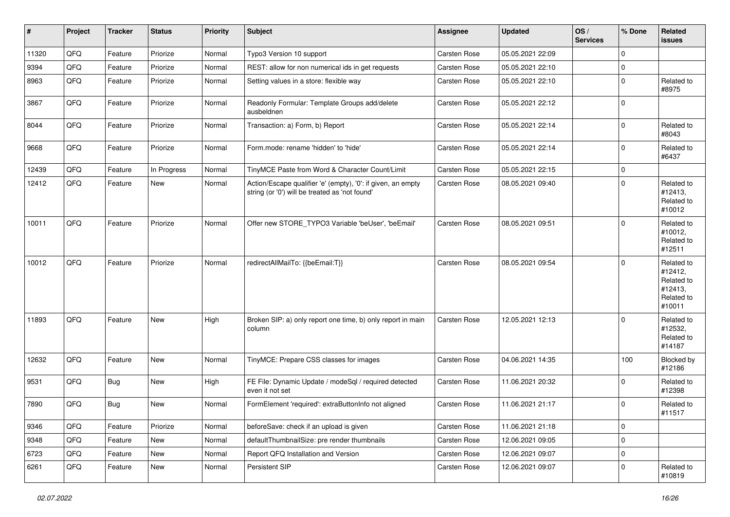| # | Project | Tracker | Status | Priority | Subject | Assignee | Updated | OS / Services | % Done | Related issues |
|---|---|---|---|---|---|---|---|---|---|---|
| 11320 | QFQ | Feature | Priorize | Normal | Typo3 Version 10 support | Carsten Rose | 05.05.2021 22:09 | | 0 | |
| 9394 | QFQ | Feature | Priorize | Normal | REST: allow for non numerical ids in get requests | Carsten Rose | 05.05.2021 22:10 | | 0 | |
| 8963 | QFQ | Feature | Priorize | Normal | Setting values in a store: flexible way | Carsten Rose | 05.05.2021 22:10 | | 0 | Related to #8975 |
| 3867 | QFQ | Feature | Priorize | Normal | Readonly Formular: Template Groups add/delete ausbeldnen | Carsten Rose | 05.05.2021 22:12 | | 0 | |
| 8044 | QFQ | Feature | Priorize | Normal | Transaction: a) Form, b) Report | Carsten Rose | 05.05.2021 22:14 | | 0 | Related to #8043 |
| 9668 | QFQ | Feature | Priorize | Normal | Form.mode: rename 'hidden' to 'hide' | Carsten Rose | 05.05.2021 22:14 | | 0 | Related to #6437 |
| 12439 | QFQ | Feature | In Progress | Normal | TinyMCE Paste from Word & Character Count/Limit | Carsten Rose | 05.05.2021 22:15 | | 0 | |
| 12412 | QFQ | Feature | New | Normal | Action/Escape qualifier 'e' (empty), '0': if given, an empty string (or '0') will be treated as 'not found' | Carsten Rose | 08.05.2021 09:40 | | 0 | Related to #12413, Related to #10012 |
| 10011 | QFQ | Feature | Priorize | Normal | Offer new STORE_TYPO3 Variable 'beUser', 'beEmail' | Carsten Rose | 08.05.2021 09:51 | | 0 | Related to #10012, Related to #12511 |
| 10012 | QFQ | Feature | Priorize | Normal | redirectAllMailTo: {{beEmail:T}} | Carsten Rose | 08.05.2021 09:54 | | 0 | Related to #12412, Related to #12413, Related to #10011 |
| 11893 | QFQ | Feature | New | High | Broken SIP: a) only report one time, b) only report in main column | Carsten Rose | 12.05.2021 12:13 | | 0 | Related to #12532, Related to #14187 |
| 12632 | QFQ | Feature | New | Normal | TinyMCE: Prepare CSS classes for images | Carsten Rose | 04.06.2021 14:35 | | 100 | Blocked by #12186 |
| 9531 | QFQ | Bug | New | High | FE File: Dynamic Update / modeSql / required detected even it not set | Carsten Rose | 11.06.2021 20:32 | | 0 | Related to #12398 |
| 7890 | QFQ | Bug | New | Normal | FormElement 'required': extraButtonInfo not aligned | Carsten Rose | 11.06.2021 21:17 | | 0 | Related to #11517 |
| 9346 | QFQ | Feature | Priorize | Normal | beforeSave: check if an upload is given | Carsten Rose | 11.06.2021 21:18 | | 0 | |
| 9348 | QFQ | Feature | New | Normal | defaultThumbnailSize: pre render thumbnails | Carsten Rose | 12.06.2021 09:05 | | 0 | |
| 6723 | QFQ | Feature | New | Normal | Report QFQ Installation and Version | Carsten Rose | 12.06.2021 09:07 | | 0 | |
| 6261 | QFQ | Feature | New | Normal | Persistent SIP | Carsten Rose | 12.06.2021 09:07 | | 0 | Related to #10819 |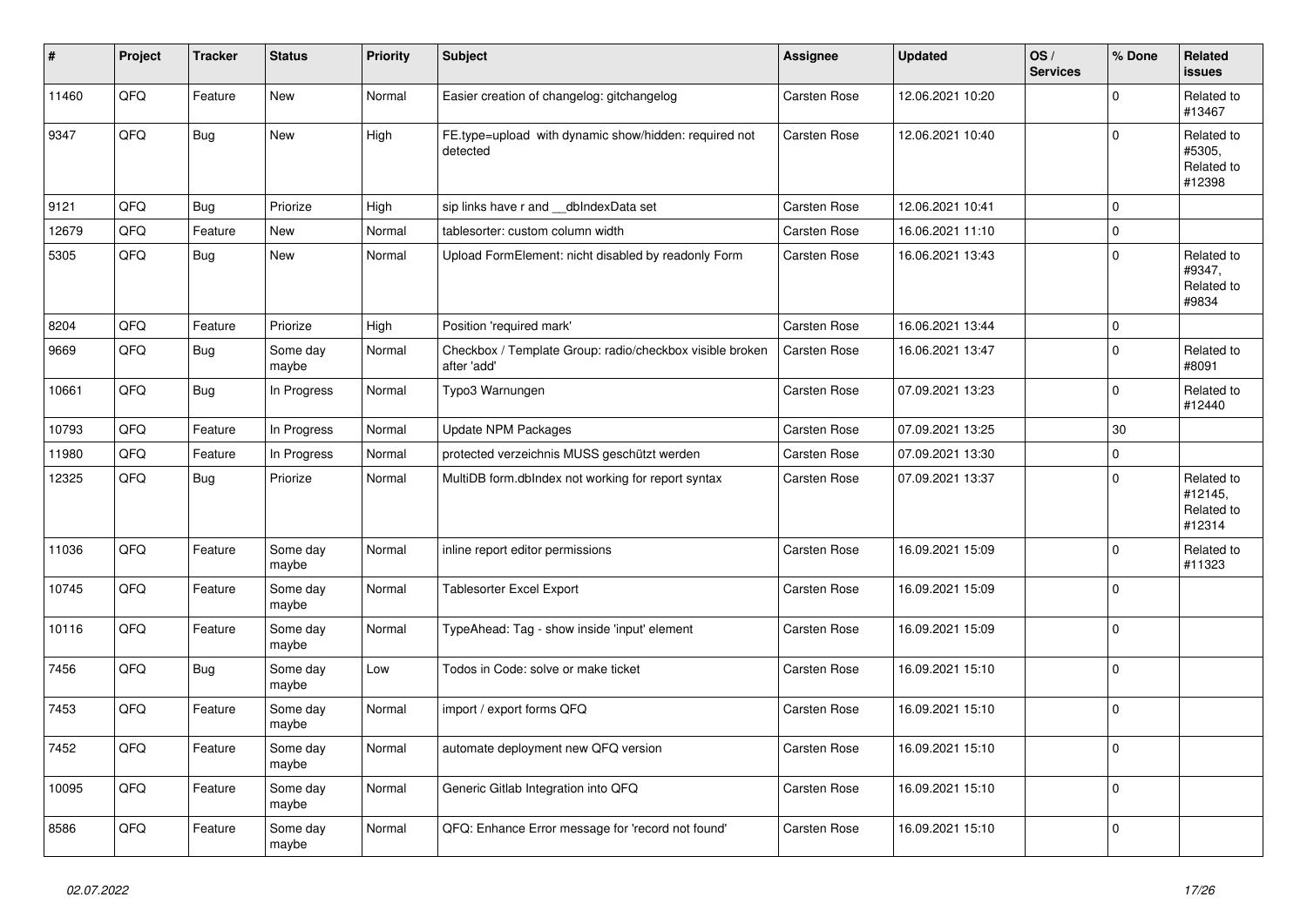| # | Project | Tracker | Status | Priority | Subject | Assignee | Updated | OS / Services | % Done | Related issues |
|---|---|---|---|---|---|---|---|---|---|---|
| 11460 | QFQ | Feature | New | Normal | Easier creation of changelog: gitchangelog | Carsten Rose | 12.06.2021 10:20 | | 0 | Related to #13467 |
| 9347 | QFQ | Bug | New | High | FE.type=upload with dynamic show/hidden: required not detected | Carsten Rose | 12.06.2021 10:40 | | 0 | Related to #5305, Related to #12398 |
| 9121 | QFQ | Bug | Priorize | High | sip links have r and __dbIndexData set | Carsten Rose | 12.06.2021 10:41 | | 0 | |
| 12679 | QFQ | Feature | New | Normal | tablesorter: custom column width | Carsten Rose | 16.06.2021 11:10 | | 0 | |
| 5305 | QFQ | Bug | New | Normal | Upload FormElement: nicht disabled by readonly Form | Carsten Rose | 16.06.2021 13:43 | | 0 | Related to #9347, Related to #9834 |
| 8204 | QFQ | Feature | Priorize | High | Position 'required mark' | Carsten Rose | 16.06.2021 13:44 | | 0 | |
| 9669 | QFQ | Bug | Some day maybe | Normal | Checkbox / Template Group: radio/checkbox visible broken after 'add' | Carsten Rose | 16.06.2021 13:47 | | 0 | Related to #8091 |
| 10661 | QFQ | Bug | In Progress | Normal | Typo3 Warnungen | Carsten Rose | 07.09.2021 13:23 | | 0 | Related to #12440 |
| 10793 | QFQ | Feature | In Progress | Normal | Update NPM Packages | Carsten Rose | 07.09.2021 13:25 | | 30 | |
| 11980 | QFQ | Feature | In Progress | Normal | protected verzeichnis MUSS geschützt werden | Carsten Rose | 07.09.2021 13:30 | | 0 | |
| 12325 | QFQ | Bug | Priorize | Normal | MultiDB form.dbIndex not working for report syntax | Carsten Rose | 07.09.2021 13:37 | | 0 | Related to #12145, Related to #12314 |
| 11036 | QFQ | Feature | Some day maybe | Normal | inline report editor permissions | Carsten Rose | 16.09.2021 15:09 | | 0 | Related to #11323 |
| 10745 | QFQ | Feature | Some day maybe | Normal | Tablesorter Excel Export | Carsten Rose | 16.09.2021 15:09 | | 0 | |
| 10116 | QFQ | Feature | Some day maybe | Normal | TypeAhead: Tag - show inside 'input' element | Carsten Rose | 16.09.2021 15:09 | | 0 | |
| 7456 | QFQ | Bug | Some day maybe | Low | Todos in Code: solve or make ticket | Carsten Rose | 16.09.2021 15:10 | | 0 | |
| 7453 | QFQ | Feature | Some day maybe | Normal | import / export forms QFQ | Carsten Rose | 16.09.2021 15:10 | | 0 | |
| 7452 | QFQ | Feature | Some day maybe | Normal | automate deployment new QFQ version | Carsten Rose | 16.09.2021 15:10 | | 0 | |
| 10095 | QFQ | Feature | Some day maybe | Normal | Generic Gitlab Integration into QFQ | Carsten Rose | 16.09.2021 15:10 | | 0 | |
| 8586 | QFQ | Feature | Some day maybe | Normal | QFQ: Enhance Error message for 'record not found' | Carsten Rose | 16.09.2021 15:10 | | 0 | |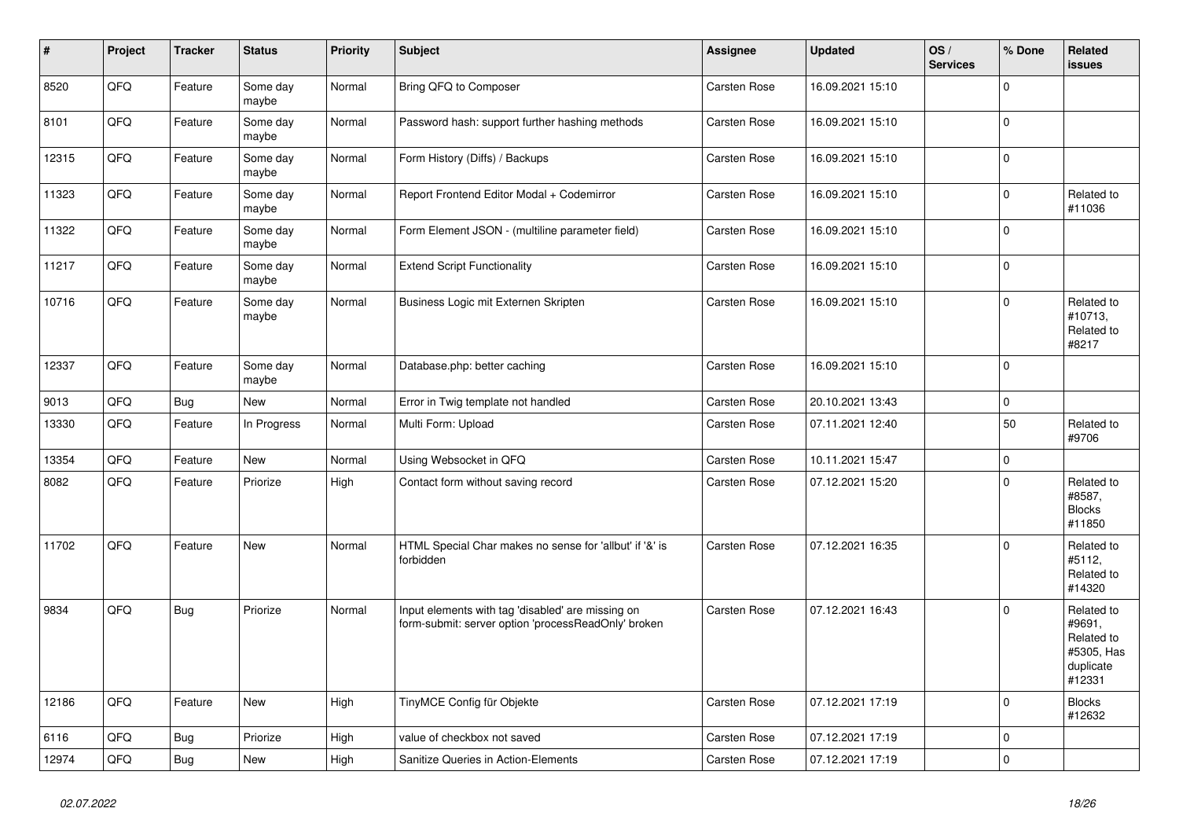| # | Project | Tracker | Status | Priority | Subject | Assignee | Updated | OS / Services | % Done | Related issues |
|---|---|---|---|---|---|---|---|---|---|---|
| 8520 | QFQ | Feature | Some day maybe | Normal | Bring QFQ to Composer | Carsten Rose | 16.09.2021 15:10 | | 0 | |
| 8101 | QFQ | Feature | Some day maybe | Normal | Password hash: support further hashing methods | Carsten Rose | 16.09.2021 15:10 | | 0 | |
| 12315 | QFQ | Feature | Some day maybe | Normal | Form History (Diffs) / Backups | Carsten Rose | 16.09.2021 15:10 | | 0 | |
| 11323 | QFQ | Feature | Some day maybe | Normal | Report Frontend Editor Modal + Codemirror | Carsten Rose | 16.09.2021 15:10 | | 0 | Related to #11036 |
| 11322 | QFQ | Feature | Some day maybe | Normal | Form Element JSON - (multiline parameter field) | Carsten Rose | 16.09.2021 15:10 | | 0 | |
| 11217 | QFQ | Feature | Some day maybe | Normal | Extend Script Functionality | Carsten Rose | 16.09.2021 15:10 | | 0 | |
| 10716 | QFQ | Feature | Some day maybe | Normal | Business Logic mit Externen Skripten | Carsten Rose | 16.09.2021 15:10 | | 0 | Related to #10713, Related to #8217 |
| 12337 | QFQ | Feature | Some day maybe | Normal | Database.php: better caching | Carsten Rose | 16.09.2021 15:10 | | 0 | |
| 9013 | QFQ | Bug | New | Normal | Error in Twig template not handled | Carsten Rose | 20.10.2021 13:43 | | 0 | |
| 13330 | QFQ | Feature | In Progress | Normal | Multi Form: Upload | Carsten Rose | 07.11.2021 12:40 | | 50 | Related to #9706 |
| 13354 | QFQ | Feature | New | Normal | Using Websocket in QFQ | Carsten Rose | 10.11.2021 15:47 | | 0 | |
| 8082 | QFQ | Feature | Priorize | High | Contact form without saving record | Carsten Rose | 07.12.2021 15:20 | | 0 | Related to #8587, Blocks #11850 |
| 11702 | QFQ | Feature | New | Normal | HTML Special Char makes no sense for 'allbut' if '&' is forbidden | Carsten Rose | 07.12.2021 16:35 | | 0 | Related to #5112, Related to #14320 |
| 9834 | QFQ | Bug | Priorize | Normal | Input elements with tag 'disabled' are missing on form-submit: server option 'processReadOnly' broken | Carsten Rose | 07.12.2021 16:43 | | 0 | Related to #9691, Related to #5305, Has duplicate #12331 |
| 12186 | QFQ | Feature | New | High | TinyMCE Config für Objekte | Carsten Rose | 07.12.2021 17:19 | | 0 | Blocks #12632 |
| 6116 | QFQ | Bug | Priorize | High | value of checkbox not saved | Carsten Rose | 07.12.2021 17:19 | | 0 | |
| 12974 | QFQ | Bug | New | High | Sanitize Queries in Action-Elements | Carsten Rose | 07.12.2021 17:19 | | 0 | |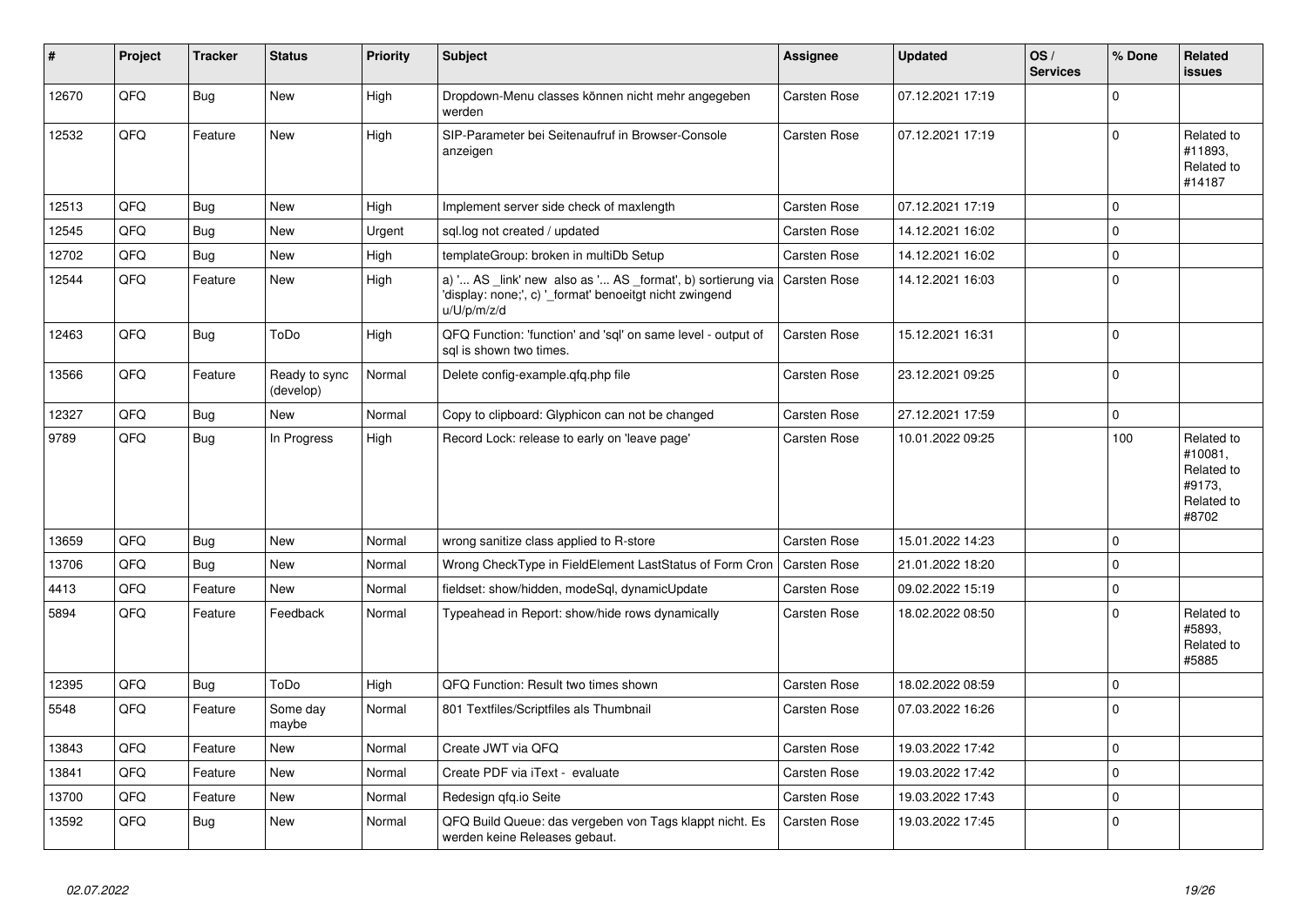| # | Project | Tracker | Status | Priority | Subject | Assignee | Updated | OS / Services | % Done | Related issues |
|---|---|---|---|---|---|---|---|---|---|---|
| 12670 | QFQ | Bug | New | High | Dropdown-Menu classes können nicht mehr angegeben werden | Carsten Rose | 07.12.2021 17:19 | | 0 | |
| 12532 | QFQ | Feature | New | High | SIP-Parameter bei Seitenaufruf in Browser-Console anzeigen | Carsten Rose | 07.12.2021 17:19 | | 0 | Related to #11893, Related to #14187 |
| 12513 | QFQ | Bug | New | High | Implement server side check of maxlength | Carsten Rose | 07.12.2021 17:19 | | 0 | |
| 12545 | QFQ | Bug | New | Urgent | sql.log not created / updated | Carsten Rose | 14.12.2021 16:02 | | 0 | |
| 12702 | QFQ | Bug | New | High | templateGroup: broken in multiDb Setup | Carsten Rose | 14.12.2021 16:02 | | 0 | |
| 12544 | QFQ | Feature | New | High | a) '... AS _link' new also as '... AS _format', b) sortierung via 'display: none;', c) '_format' benoeitgt nicht zwingend u/U/p/m/z/d | Carsten Rose | 14.12.2021 16:03 | | 0 | |
| 12463 | QFQ | Bug | ToDo | High | QFQ Function: 'function' and 'sql' on same level - output of sql is shown two times. | Carsten Rose | 15.12.2021 16:31 | | 0 | |
| 13566 | QFQ | Feature | Ready to sync (develop) | Normal | Delete config-example.qfq.php file | Carsten Rose | 23.12.2021 09:25 | | 0 | |
| 12327 | QFQ | Bug | New | Normal | Copy to clipboard: Glyphicon can not be changed | Carsten Rose | 27.12.2021 17:59 | | 0 | |
| 9789 | QFQ | Bug | In Progress | High | Record Lock: release to early on 'leave page' | Carsten Rose | 10.01.2022 09:25 | | 100 | Related to #10081, Related to #9173, Related to #8702 |
| 13659 | QFQ | Bug | New | Normal | wrong sanitize class applied to R-store | Carsten Rose | 15.01.2022 14:23 | | 0 | |
| 13706 | QFQ | Bug | New | Normal | Wrong CheckType in FieldElement LastStatus of Form Cron | Carsten Rose | 21.01.2022 18:20 | | 0 | |
| 4413 | QFQ | Feature | New | Normal | fieldset: show/hidden, modeSql, dynamicUpdate | Carsten Rose | 09.02.2022 15:19 | | 0 | |
| 5894 | QFQ | Feature | Feedback | Normal | Typeahead in Report: show/hide rows dynamically | Carsten Rose | 18.02.2022 08:50 | | 0 | Related to #5893, Related to #5885 |
| 12395 | QFQ | Bug | ToDo | High | QFQ Function: Result two times shown | Carsten Rose | 18.02.2022 08:59 | | 0 | |
| 5548 | QFQ | Feature | Some day maybe | Normal | 801 Textfiles/Scriptfiles als Thumbnail | Carsten Rose | 07.03.2022 16:26 | | 0 | |
| 13843 | QFQ | Feature | New | Normal | Create JWT via QFQ | Carsten Rose | 19.03.2022 17:42 | | 0 | |
| 13841 | QFQ | Feature | New | Normal | Create PDF via iText - evaluate | Carsten Rose | 19.03.2022 17:42 | | 0 | |
| 13700 | QFQ | Feature | New | Normal | Redesign qfq.io Seite | Carsten Rose | 19.03.2022 17:43 | | 0 | |
| 13592 | QFQ | Bug | New | Normal | QFQ Build Queue: das vergeben von Tags klappt nicht. Es werden keine Releases gebaut. | Carsten Rose | 19.03.2022 17:45 | | 0 | |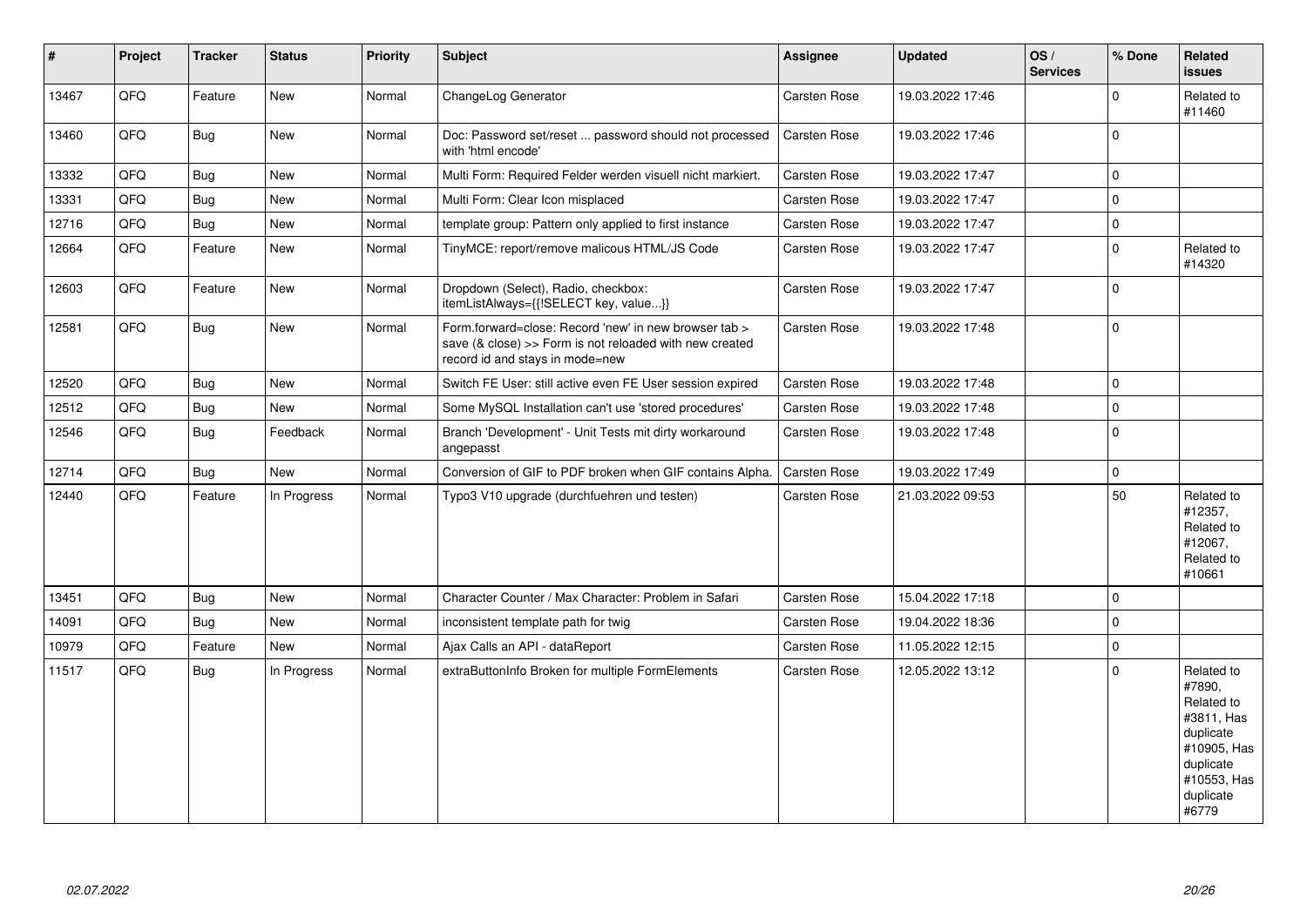| # | Project | Tracker | Status | Priority | Subject | Assignee | Updated | OS / Services | % Done | Related issues |
|---|---|---|---|---|---|---|---|---|---|---|
| 13467 | QFQ | Feature | New | Normal | ChangeLog Generator | Carsten Rose | 19.03.2022 17:46 | | 0 | Related to #11460 |
| 13460 | QFQ | Bug | New | Normal | Doc: Password set/reset ... password should not processed with 'html encode' | Carsten Rose | 19.03.2022 17:46 | | 0 | |
| 13332 | QFQ | Bug | New | Normal | Multi Form: Required Felder werden visuell nicht markiert. | Carsten Rose | 19.03.2022 17:47 | | 0 | |
| 13331 | QFQ | Bug | New | Normal | Multi Form: Clear Icon misplaced | Carsten Rose | 19.03.2022 17:47 | | 0 | |
| 12716 | QFQ | Bug | New | Normal | template group: Pattern only applied to first instance | Carsten Rose | 19.03.2022 17:47 | | 0 | |
| 12664 | QFQ | Feature | New | Normal | TinyMCE: report/remove malicous HTML/JS Code | Carsten Rose | 19.03.2022 17:47 | | 0 | Related to #14320 |
| 12603 | QFQ | Feature | New | Normal | Dropdown (Select), Radio, checkbox: itemListAlways={{!SELECT key, value...}} | Carsten Rose | 19.03.2022 17:47 | | 0 | |
| 12581 | QFQ | Bug | New | Normal | Form.forward=close: Record 'new' in new browser tab > save (& close) >> Form is not reloaded with new created record id and stays in mode=new | Carsten Rose | 19.03.2022 17:48 | | 0 | |
| 12520 | QFQ | Bug | New | Normal | Switch FE User: still active even FE User session expired | Carsten Rose | 19.03.2022 17:48 | | 0 | |
| 12512 | QFQ | Bug | New | Normal | Some MySQL Installation can't use 'stored procedures' | Carsten Rose | 19.03.2022 17:48 | | 0 | |
| 12546 | QFQ | Bug | Feedback | Normal | Branch 'Development' - Unit Tests mit dirty workaround angepasst | Carsten Rose | 19.03.2022 17:48 | | 0 | |
| 12714 | QFQ | Bug | New | Normal | Conversion of GIF to PDF broken when GIF contains Alpha. | Carsten Rose | 19.03.2022 17:49 | | 0 | |
| 12440 | QFQ | Feature | In Progress | Normal | Typo3 V10 upgrade (durchfuehren und testen) | Carsten Rose | 21.03.2022 09:53 | | 50 | Related to #12357, Related to #12067, Related to #10661 |
| 13451 | QFQ | Bug | New | Normal | Character Counter / Max Character: Problem in Safari | Carsten Rose | 15.04.2022 17:18 | | 0 | |
| 14091 | QFQ | Bug | New | Normal | inconsistent template path for twig | Carsten Rose | 19.04.2022 18:36 | | 0 | |
| 10979 | QFQ | Feature | New | Normal | Ajax Calls an API - dataReport | Carsten Rose | 11.05.2022 12:15 | | 0 | |
| 11517 | QFQ | Bug | In Progress | Normal | extraButtonInfo Broken for multiple FormElements | Carsten Rose | 12.05.2022 13:12 | | 0 | Related to #7890, Related to #3811, Has duplicate #10905, Has duplicate #10553, Has duplicate #6779 |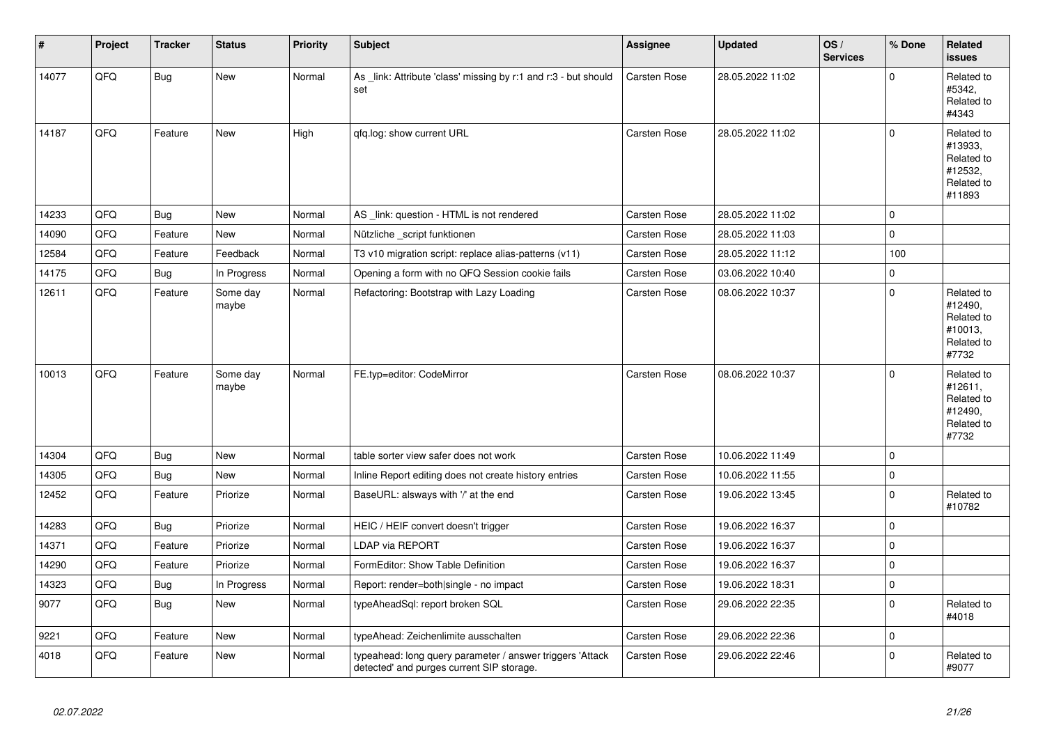| # | Project | Tracker | Status | Priority | Subject | Assignee | Updated | OS / Services | % Done | Related issues |
|---|---|---|---|---|---|---|---|---|---|---|
| 14077 | QFQ | Bug | New | Normal | As _link: Attribute 'class' missing by r:1 and r:3 - but should set | Carsten Rose | 28.05.2022 11:02 | | 0 | Related to #5342, Related to #4343 |
| 14187 | QFQ | Feature | New | High | qfq.log: show current URL | Carsten Rose | 28.05.2022 11:02 | | 0 | Related to #13933, Related to #12532, Related to #11893 |
| 14233 | QFQ | Bug | New | Normal | AS _link: question - HTML is not rendered | Carsten Rose | 28.05.2022 11:02 | | 0 | |
| 14090 | QFQ | Feature | New | Normal | Nützliche _script funktionen | Carsten Rose | 28.05.2022 11:03 | | 0 | |
| 12584 | QFQ | Feature | Feedback | Normal | T3 v10 migration script: replace alias-patterns (v11) | Carsten Rose | 28.05.2022 11:12 | | 100 | |
| 14175 | QFQ | Bug | In Progress | Normal | Opening a form with no QFQ Session cookie fails | Carsten Rose | 03.06.2022 10:40 | | 0 | |
| 12611 | QFQ | Feature | Some day maybe | Normal | Refactoring: Bootstrap with Lazy Loading | Carsten Rose | 08.06.2022 10:37 | | 0 | Related to #12490, Related to #10013, Related to #7732 |
| 10013 | QFQ | Feature | Some day maybe | Normal | FE.typ=editor: CodeMirror | Carsten Rose | 08.06.2022 10:37 | | 0 | Related to #12611, Related to #12490, Related to #7732 |
| 14304 | QFQ | Bug | New | Normal | table sorter view safer does not work | Carsten Rose | 10.06.2022 11:49 | | 0 | |
| 14305 | QFQ | Bug | New | Normal | Inline Report editing does not create history entries | Carsten Rose | 10.06.2022 11:55 | | 0 | |
| 12452 | QFQ | Feature | Priorize | Normal | BaseURL: alsways with '/' at the end | Carsten Rose | 19.06.2022 13:45 | | 0 | Related to #10782 |
| 14283 | QFQ | Bug | Priorize | Normal | HEIC / HEIF convert doesn't trigger | Carsten Rose | 19.06.2022 16:37 | | 0 | |
| 14371 | QFQ | Feature | Priorize | Normal | LDAP via REPORT | Carsten Rose | 19.06.2022 16:37 | | 0 | |
| 14290 | QFQ | Feature | Priorize | Normal | FormEditor: Show Table Definition | Carsten Rose | 19.06.2022 16:37 | | 0 | |
| 14323 | QFQ | Bug | In Progress | Normal | Report: render=both\|single - no impact | Carsten Rose | 19.06.2022 18:31 | | 0 | |
| 9077 | QFQ | Bug | New | Normal | typeAheadSql: report broken SQL | Carsten Rose | 29.06.2022 22:35 | | 0 | Related to #4018 |
| 9221 | QFQ | Feature | New | Normal | typeAhead: Zeichenlimite ausschalten | Carsten Rose | 29.06.2022 22:36 | | 0 | |
| 4018 | QFQ | Feature | New | Normal | typeahead: long query parameter / answer triggers 'Attack detected' and purges current SIP storage. | Carsten Rose | 29.06.2022 22:46 | | 0 | Related to #9077 |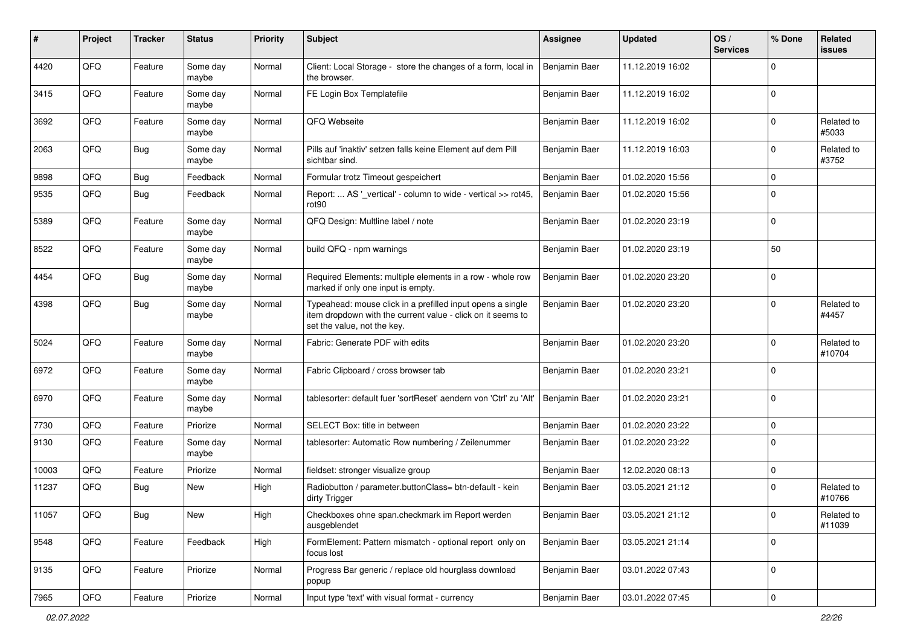| # | Project | Tracker | Status | Priority | Subject | Assignee | Updated | OS / Services | % Done | Related issues |
|---|---|---|---|---|---|---|---|---|---|---|
| 4420 | QFQ | Feature | Some day maybe | Normal | Client: Local Storage - store the changes of a form, local in the browser. | Benjamin Baer | 11.12.2019 16:02 | | 0 | |
| 3415 | QFQ | Feature | Some day maybe | Normal | FE Login Box Templatefile | Benjamin Baer | 11.12.2019 16:02 | | 0 | |
| 3692 | QFQ | Feature | Some day maybe | Normal | QFQ Webseite | Benjamin Baer | 11.12.2019 16:02 | | 0 | Related to #5033 |
| 2063 | QFQ | Bug | Some day maybe | Normal | Pills auf 'inaktiv' setzen falls keine Element auf dem Pill sichtbar sind. | Benjamin Baer | 11.12.2019 16:03 | | 0 | Related to #3752 |
| 9898 | QFQ | Bug | Feedback | Normal | Formular trotz Timeout gespeichert | Benjamin Baer | 01.02.2020 15:56 | | 0 | |
| 9535 | QFQ | Bug | Feedback | Normal | Report: ... AS '_vertical' - column to wide - vertical >> rot45, rot90 | Benjamin Baer | 01.02.2020 15:56 | | 0 | |
| 5389 | QFQ | Feature | Some day maybe | Normal | QFQ Design: Multline label / note | Benjamin Baer | 01.02.2020 23:19 | | 0 | |
| 8522 | QFQ | Feature | Some day maybe | Normal | build QFQ - npm warnings | Benjamin Baer | 01.02.2020 23:19 | | 50 | |
| 4454 | QFQ | Bug | Some day maybe | Normal | Required Elements: multiple elements in a row - whole row marked if only one input is empty. | Benjamin Baer | 01.02.2020 23:20 | | 0 | |
| 4398 | QFQ | Bug | Some day maybe | Normal | Typeahead: mouse click in a prefilled input opens a single item dropdown with the current value - click on it seems to set the value, not the key. | Benjamin Baer | 01.02.2020 23:20 | | 0 | Related to #4457 |
| 5024 | QFQ | Feature | Some day maybe | Normal | Fabric: Generate PDF with edits | Benjamin Baer | 01.02.2020 23:20 | | 0 | Related to #10704 |
| 6972 | QFQ | Feature | Some day maybe | Normal | Fabric Clipboard / cross browser tab | Benjamin Baer | 01.02.2020 23:21 | | 0 | |
| 6970 | QFQ | Feature | Some day maybe | Normal | tablesorter: default fuer 'sortReset' aendern von 'Ctrl' zu 'Alt' | Benjamin Baer | 01.02.2020 23:21 | | 0 | |
| 7730 | QFQ | Feature | Priorize | Normal | SELECT Box: title in between | Benjamin Baer | 01.02.2020 23:22 | | 0 | |
| 9130 | QFQ | Feature | Some day maybe | Normal | tablesorter: Automatic Row numbering / Zeilenummer | Benjamin Baer | 01.02.2020 23:22 | | 0 | |
| 10003 | QFQ | Feature | Priorize | Normal | fieldset: stronger visualize group | Benjamin Baer | 12.02.2020 08:13 | | 0 | |
| 11237 | QFQ | Bug | New | High | Radiobutton / parameter.buttonClass= btn-default - kein dirty Trigger | Benjamin Baer | 03.05.2021 21:12 | | 0 | Related to #10766 |
| 11057 | QFQ | Bug | New | High | Checkboxes ohne span.checkmark im Report werden ausgeblendet | Benjamin Baer | 03.05.2021 21:12 | | 0 | Related to #11039 |
| 9548 | QFQ | Feature | Feedback | High | FormElement: Pattern mismatch - optional report only on focus lost | Benjamin Baer | 03.05.2021 21:14 | | 0 | |
| 9135 | QFQ | Feature | Priorize | Normal | Progress Bar generic / replace old hourglass download popup | Benjamin Baer | 03.01.2022 07:43 | | 0 | |
| 7965 | QFQ | Feature | Priorize | Normal | Input type 'text' with visual format - currency | Benjamin Baer | 03.01.2022 07:45 | | 0 | |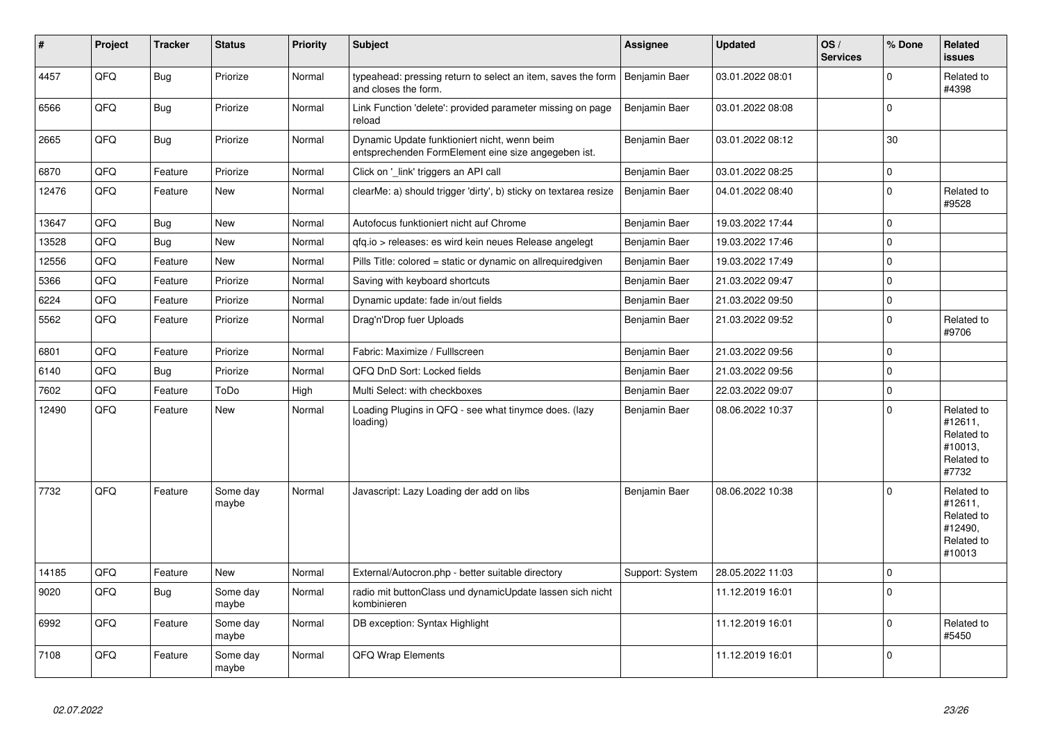| # | Project | Tracker | Status | Priority | Subject | Assignee | Updated | OS / Services | % Done | Related issues |
|---|---|---|---|---|---|---|---|---|---|---|
| 4457 | QFQ | Bug | Priorize | Normal | typeahead: pressing return to select an item, saves the form and closes the form. | Benjamin Baer | 03.01.2022 08:01 | | 0 | Related to #4398 |
| 6566 | QFQ | Bug | Priorize | Normal | Link Function 'delete': provided parameter missing on page reload | Benjamin Baer | 03.01.2022 08:08 | | 0 | |
| 2665 | QFQ | Bug | Priorize | Normal | Dynamic Update funktioniert nicht, wenn beim entsprechenden FormElement eine size angegeben ist. | Benjamin Baer | 03.01.2022 08:12 | | 30 | |
| 6870 | QFQ | Feature | Priorize | Normal | Click on '_link' triggers an API call | Benjamin Baer | 03.01.2022 08:25 | | 0 | |
| 12476 | QFQ | Feature | New | Normal | clearMe: a) should trigger 'dirty', b) sticky on textarea resize | Benjamin Baer | 04.01.2022 08:40 | | 0 | Related to #9528 |
| 13647 | QFQ | Bug | New | Normal | Autofocus funktioniert nicht auf Chrome | Benjamin Baer | 19.03.2022 17:44 | | 0 | |
| 13528 | QFQ | Bug | New | Normal | qfq.io > releases: es wird kein neues Release angelegt | Benjamin Baer | 19.03.2022 17:46 | | 0 | |
| 12556 | QFQ | Feature | New | Normal | Pills Title: colored = static or dynamic on allrequiredgiven | Benjamin Baer | 19.03.2022 17:49 | | 0 | |
| 5366 | QFQ | Feature | Priorize | Normal | Saving with keyboard shortcuts | Benjamin Baer | 21.03.2022 09:47 | | 0 | |
| 6224 | QFQ | Feature | Priorize | Normal | Dynamic update: fade in/out fields | Benjamin Baer | 21.03.2022 09:50 | | 0 | |
| 5562 | QFQ | Feature | Priorize | Normal | Drag'n'Drop fuer Uploads | Benjamin Baer | 21.03.2022 09:52 | | 0 | Related to #9706 |
| 6801 | QFQ | Feature | Priorize | Normal | Fabric: Maximize / Fulllscreen | Benjamin Baer | 21.03.2022 09:56 | | 0 | |
| 6140 | QFQ | Bug | Priorize | Normal | QFQ DnD Sort: Locked fields | Benjamin Baer | 21.03.2022 09:56 | | 0 | |
| 7602 | QFQ | Feature | ToDo | High | Multi Select: with checkboxes | Benjamin Baer | 22.03.2022 09:07 | | 0 | |
| 12490 | QFQ | Feature | New | Normal | Loading Plugins in QFQ - see what tinymce does. (lazy loading) | Benjamin Baer | 08.06.2022 10:37 | | 0 | Related to #12611, Related to #10013, Related to #7732 |
| 7732 | QFQ | Feature | Some day maybe | Normal | Javascript: Lazy Loading der add on libs | Benjamin Baer | 08.06.2022 10:38 | | 0 | Related to #12611, Related to #12490, Related to #10013 |
| 14185 | QFQ | Feature | New | Normal | External/Autocron.php - better suitable directory | Support: System | 28.05.2022 11:03 | | 0 | |
| 9020 | QFQ | Bug | Some day maybe | Normal | radio mit buttonClass und dynamicUpdate lassen sich nicht kombinieren | | 11.12.2019 16:01 | | 0 | |
| 6992 | QFQ | Feature | Some day maybe | Normal | DB exception: Syntax Highlight | | 11.12.2019 16:01 | | 0 | Related to #5450 |
| 7108 | QFQ | Feature | Some day maybe | Normal | QFQ Wrap Elements | | 11.12.2019 16:01 | | 0 | |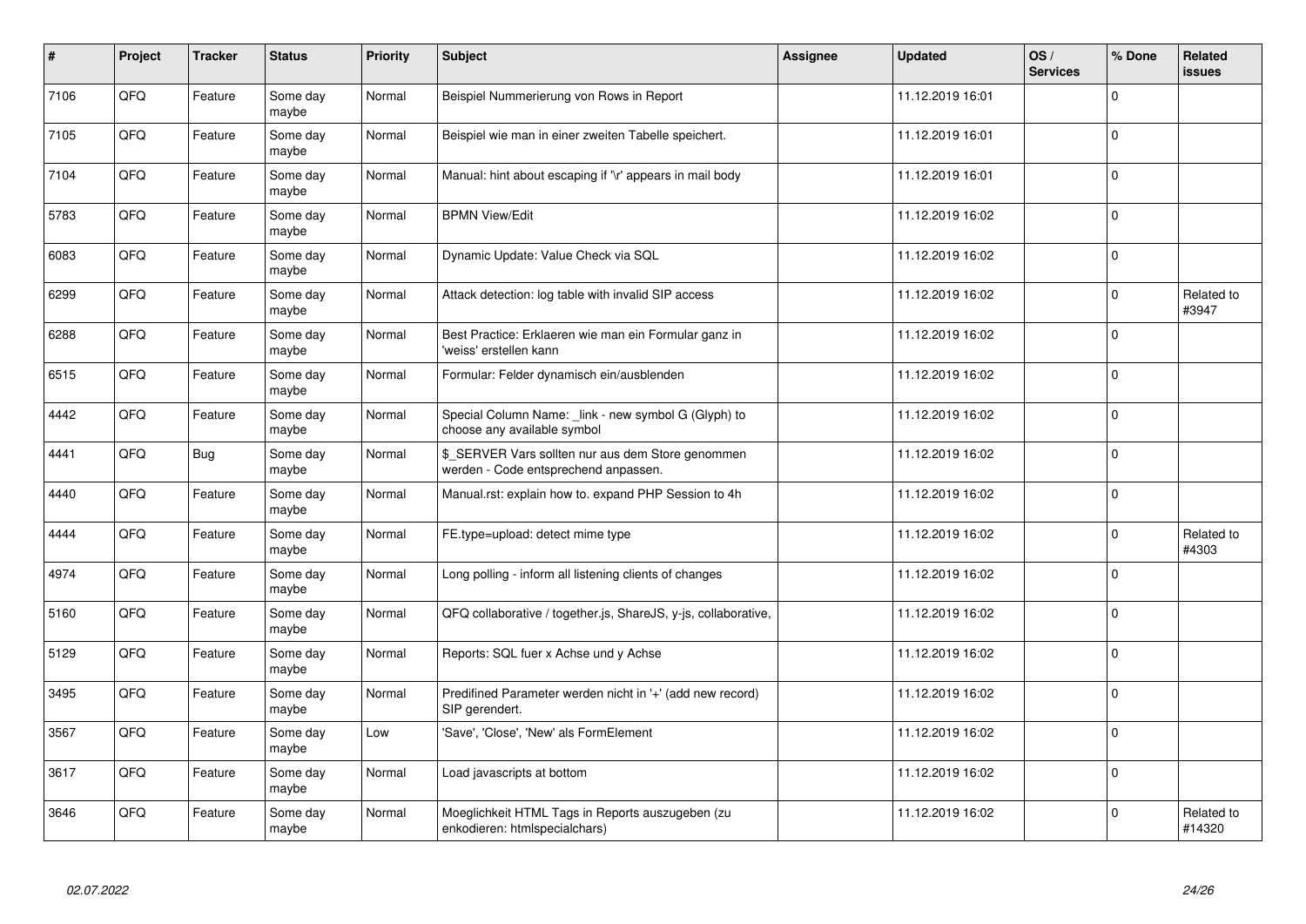| # | Project | Tracker | Status | Priority | Subject | Assignee | Updated | OS / Services | % Done | Related issues |
|---|---|---|---|---|---|---|---|---|---|---|
| 7106 | QFQ | Feature | Some day maybe | Normal | Beispiel Nummerierung von Rows in Report | | 11.12.2019 16:01 | | 0 | |
| 7105 | QFQ | Feature | Some day maybe | Normal | Beispiel wie man in einer zweiten Tabelle speichert. | | 11.12.2019 16:01 | | 0 | |
| 7104 | QFQ | Feature | Some day maybe | Normal | Manual: hint about escaping if '\r' appears in mail body | | 11.12.2019 16:01 | | 0 | |
| 5783 | QFQ | Feature | Some day maybe | Normal | BPMN View/Edit | | 11.12.2019 16:02 | | 0 | |
| 6083 | QFQ | Feature | Some day maybe | Normal | Dynamic Update: Value Check via SQL | | 11.12.2019 16:02 | | 0 | |
| 6299 | QFQ | Feature | Some day maybe | Normal | Attack detection: log table with invalid SIP access | | 11.12.2019 16:02 | | 0 | Related to #3947 |
| 6288 | QFQ | Feature | Some day maybe | Normal | Best Practice: Erklaeren wie man ein Formular ganz in 'weiss' erstellen kann | | 11.12.2019 16:02 | | 0 | |
| 6515 | QFQ | Feature | Some day maybe | Normal | Formular: Felder dynamisch ein/ausblenden | | 11.12.2019 16:02 | | 0 | |
| 4442 | QFQ | Feature | Some day maybe | Normal | Special Column Name: _link - new symbol G (Glyph) to choose any available symbol | | 11.12.2019 16:02 | | 0 | |
| 4441 | QFQ | Bug | Some day maybe | Normal | $_SERVER Vars sollten nur aus dem Store genommen werden - Code entsprechend anpassen. | | 11.12.2019 16:02 | | 0 | |
| 4440 | QFQ | Feature | Some day maybe | Normal | Manual.rst: explain how to. expand PHP Session to 4h | | 11.12.2019 16:02 | | 0 | |
| 4444 | QFQ | Feature | Some day maybe | Normal | FE.type=upload: detect mime type | | 11.12.2019 16:02 | | 0 | Related to #4303 |
| 4974 | QFQ | Feature | Some day maybe | Normal | Long polling - inform all listening clients of changes | | 11.12.2019 16:02 | | 0 | |
| 5160 | QFQ | Feature | Some day maybe | Normal | QFQ collaborative / together.js, ShareJS, y-js, collaborative, | | 11.12.2019 16:02 | | 0 | |
| 5129 | QFQ | Feature | Some day maybe | Normal | Reports: SQL fuer x Achse und y Achse | | 11.12.2019 16:02 | | 0 | |
| 3495 | QFQ | Feature | Some day maybe | Normal | Predifined Parameter werden nicht in '+' (add new record) SIP gerendert. | | 11.12.2019 16:02 | | 0 | |
| 3567 | QFQ | Feature | Some day maybe | Low | 'Save', 'Close', 'New' als FormElement | | 11.12.2019 16:02 | | 0 | |
| 3617 | QFQ | Feature | Some day maybe | Normal | Load javascripts at bottom | | 11.12.2019 16:02 | | 0 | |
| 3646 | QFQ | Feature | Some day maybe | Normal | Moeglichkeit HTML Tags in Reports auszugeben (zu enkodieren: htmlspecialchars) | | 11.12.2019 16:02 | | 0 | Related to #14320 |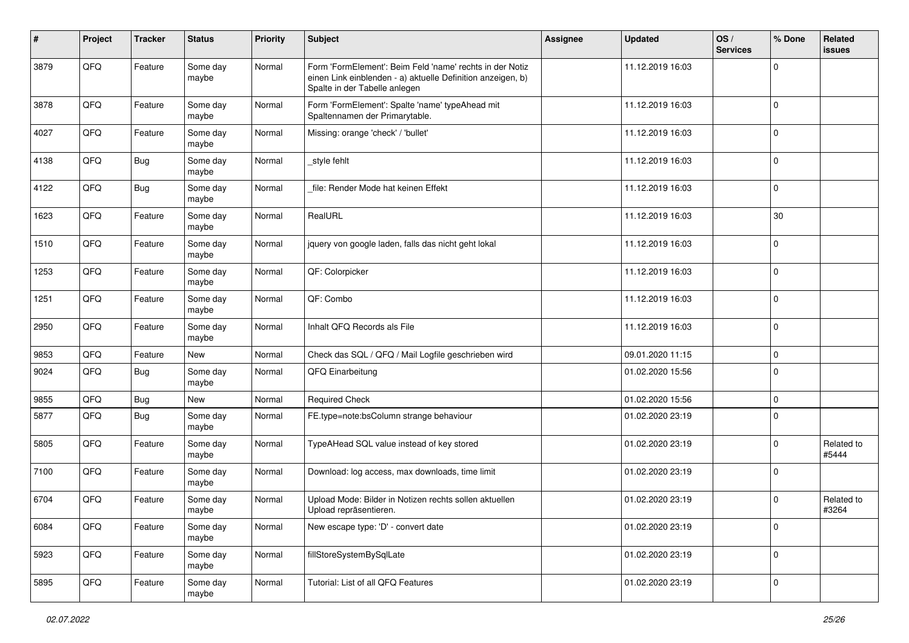| # | Project | Tracker | Status | Priority | Subject | Assignee | Updated | OS / Services | % Done | Related issues |
|---|---|---|---|---|---|---|---|---|---|---|
| 3879 | QFQ | Feature | Some day maybe | Normal | Form 'FormElement': Beim Feld 'name' rechts in der Notiz einen Link einblenden - a) aktuelle Definition anzeigen, b) Spalte in der Tabelle anlegen | | 11.12.2019 16:03 | | 0 | |
| 3878 | QFQ | Feature | Some day maybe | Normal | Form 'FormElement': Spalte 'name' typeAhead mit Spaltennamen der Primarytable. | | 11.12.2019 16:03 | | 0 | |
| 4027 | QFQ | Feature | Some day maybe | Normal | Missing: orange 'check' / 'bullet' | | 11.12.2019 16:03 | | 0 | |
| 4138 | QFQ | Bug | Some day maybe | Normal | _style fehlt | | 11.12.2019 16:03 | | 0 | |
| 4122 | QFQ | Bug | Some day maybe | Normal | _file: Render Mode hat keinen Effekt | | 11.12.2019 16:03 | | 0 | |
| 1623 | QFQ | Feature | Some day maybe | Normal | RealURL | | 11.12.2019 16:03 | | 30 | |
| 1510 | QFQ | Feature | Some day maybe | Normal | jquery von google laden, falls das nicht geht lokal | | 11.12.2019 16:03 | | 0 | |
| 1253 | QFQ | Feature | Some day maybe | Normal | QF: Colorpicker | | 11.12.2019 16:03 | | 0 | |
| 1251 | QFQ | Feature | Some day maybe | Normal | QF: Combo | | 11.12.2019 16:03 | | 0 | |
| 2950 | QFQ | Feature | Some day maybe | Normal | Inhalt QFQ Records als File | | 11.12.2019 16:03 | | 0 | |
| 9853 | QFQ | Feature | New | Normal | Check das SQL / QFQ / Mail Logfile geschrieben wird | | 09.01.2020 11:15 | | 0 | |
| 9024 | QFQ | Bug | Some day maybe | Normal | QFQ Einarbeitung | | 01.02.2020 15:56 | | 0 | |
| 9855 | QFQ | Bug | New | Normal | Required Check | | 01.02.2020 15:56 | | 0 | |
| 5877 | QFQ | Bug | Some day maybe | Normal | FE.type=note:bsColumn strange behaviour | | 01.02.2020 23:19 | | 0 | |
| 5805 | QFQ | Feature | Some day maybe | Normal | TypeAHead SQL value instead of key stored | | 01.02.2020 23:19 | | 0 | Related to #5444 |
| 7100 | QFQ | Feature | Some day maybe | Normal | Download: log access, max downloads, time limit | | 01.02.2020 23:19 | | 0 | |
| 6704 | QFQ | Feature | Some day maybe | Normal | Upload Mode: Bilder in Notizen rechts sollen aktuellen Upload repräsentieren. | | 01.02.2020 23:19 | | 0 | Related to #3264 |
| 6084 | QFQ | Feature | Some day maybe | Normal | New escape type: 'D' - convert date | | 01.02.2020 23:19 | | 0 | |
| 5923 | QFQ | Feature | Some day maybe | Normal | fillStoreSystemBySqlLate | | 01.02.2020 23:19 | | 0 | |
| 5895 | QFQ | Feature | Some day maybe | Normal | Tutorial: List of all QFQ Features | | 01.02.2020 23:19 | | 0 | |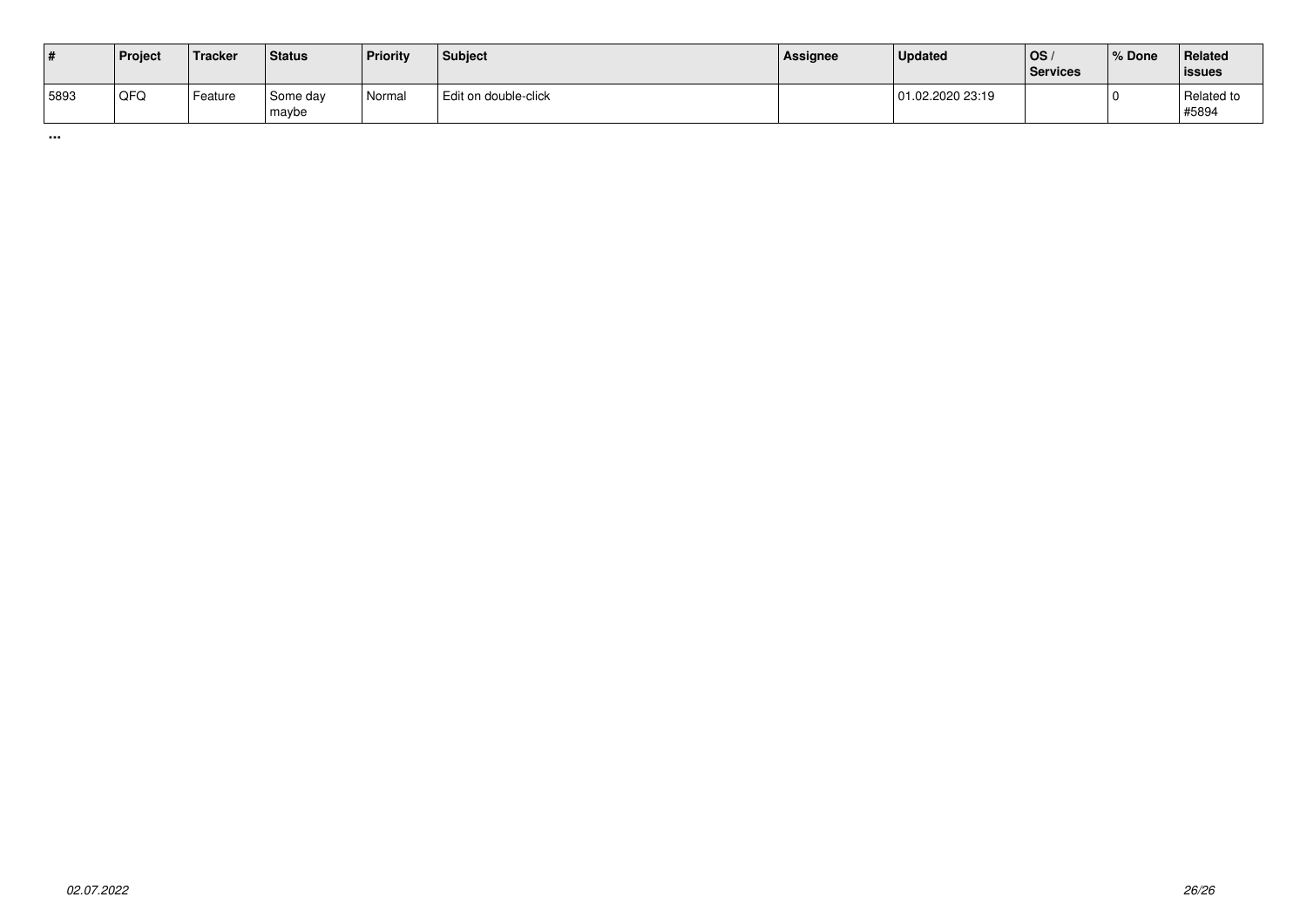| # | Project | Tracker | Status | Priority | Subject | Assignee | Updated | OS / Services | % Done | Related issues |
|---|---|---|---|---|---|---|---|---|---|---|
| 5893 | QFQ | Feature | Some day maybe | Normal | Edit on double-click | | 01.02.2020 23:19 | | 0 | Related to #5894 |

...